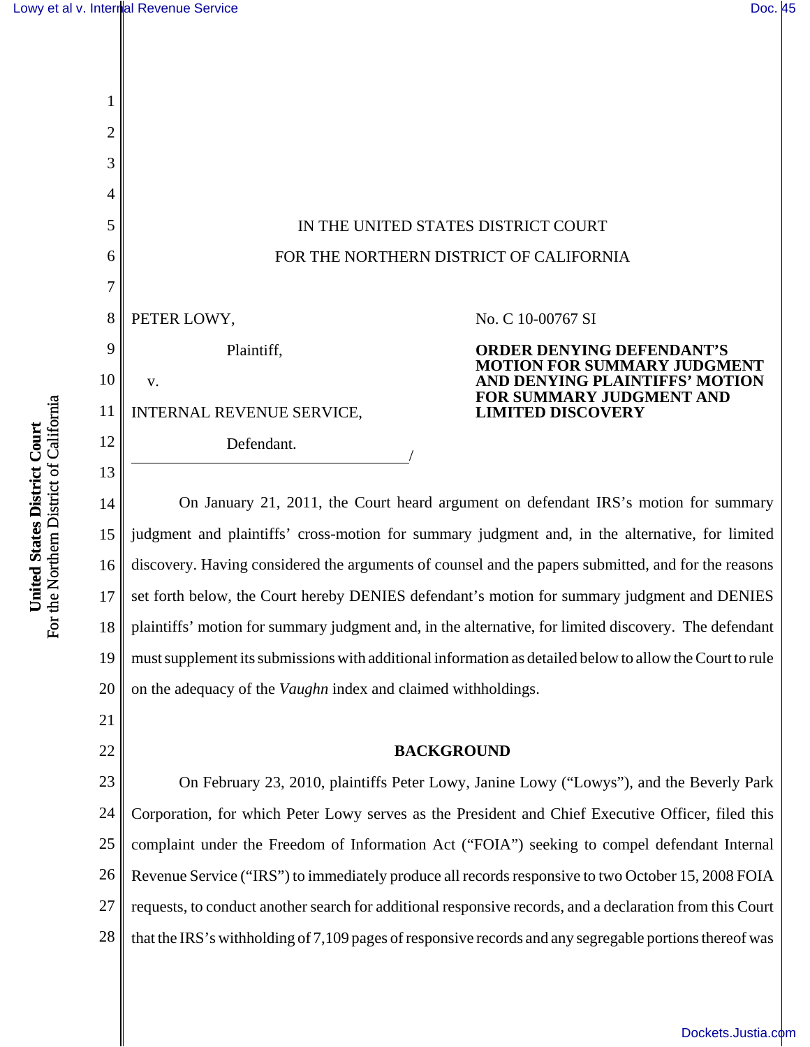IN THE UNITED STATES DISTRICT COURT

FOR THE NORTHERN DISTRICT OF CALIFORNIA

PETER LOWY,

Plaintiff,

v.

INTERNAL REVENUE SERVICE,

Defendant.

/

No. C 10-00767 SI

**ORDER DENYING DEFENDANT'S MOTION FOR SUMMARY JUDGMENT AND DENYING PLAINTIFFS' MOTION FOR SUMMARY JUDGMENT AND LIMITED DISCOVERY**

On January 21, 2011, the Court heard argument on defendant IRS's motion for summary judgment and plaintiffs' cross-motion for summary judgment and, in the alternative, for limited discovery. Having considered the arguments of counsel and the papers submitted, and for the reasons set forth below, the Court hereby DENIES defendant's motion for summary judgment and DENIES plaintiffs' motion for summary judgment and, in the alternative, for limited discovery. The defendant must supplement its submissions with additional information as detailed below to allow the Court to rule on the adequacy of the *Vaughn* index and claimed withholdings.

## BACKGROUND

On February 23, 2010, plaintiffs Peter Lowy, Janine Lowy ("Lowys"), and the Beverly Park Corporation, for which Peter Lowy serves as the President and Chief Executive Officer, filed this complaint under the Freedom of Information Act ("FOIA") seeking to compel defendant Internal Revenue Service ("IRS") to immediately produce all records responsive to two October 15, 2008 FOIA requests, to conduct another search for additional responsive records, and a declaration from this Court that the IRS's withholding of 7,109 pages of responsive records and any segregable portions thereof was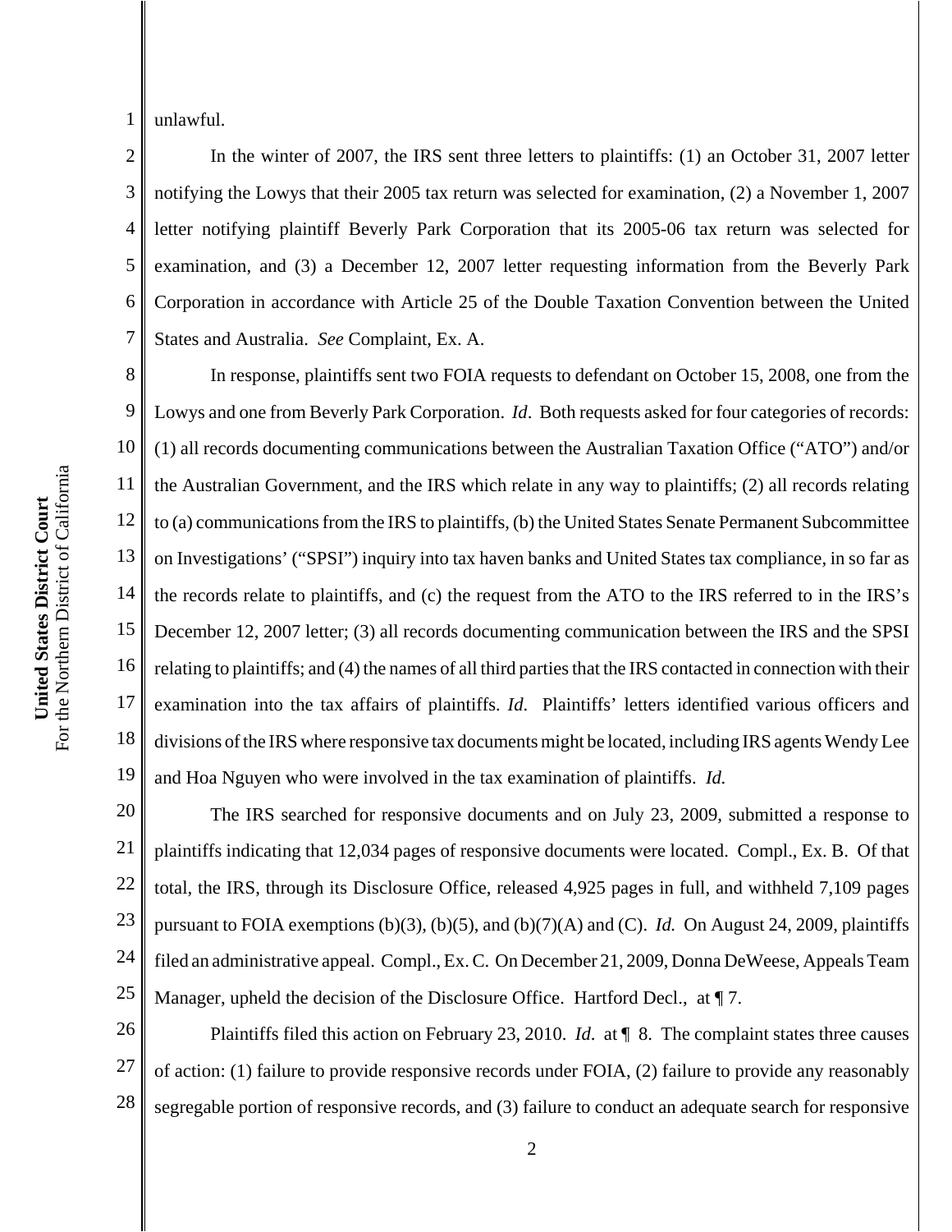unlawful.

In the winter of 2007, the IRS sent three letters to plaintiffs: (1) an October 31, 2007 letter notifying the Lowys that their 2005 tax return was selected for examination, (2) a November 1, 2007 letter notifying plaintiff Beverly Park Corporation that its 2005-06 tax return was selected for examination, and (3) a December 12, 2007 letter requesting information from the Beverly Park Corporation in accordance with Article 25 of the Double Taxation Convention between the United States and Australia. *See* Complaint, Ex. A.

In response, plaintiffs sent two FOIA requests to defendant on October 15, 2008, one from the Lowys and one from Beverly Park Corporation. *Id*. Both requests asked for four categories of records: (1) all records documenting communications between the Australian Taxation Office ("ATO") and/or the Australian Government, and the IRS which relate in any way to plaintiffs; (2) all records relating to (a) communications from the IRS to plaintiffs, (b) the United States Senate Permanent Subcommittee on Investigations' ("SPSI") inquiry into tax haven banks and United States tax compliance, in so far as the records relate to plaintiffs, and (c) the request from the ATO to the IRS referred to in the IRS's December 12, 2007 letter; (3) all records documenting communication between the IRS and the SPSI relating to plaintiffs; and (4) the names of all third parties that the IRS contacted in connection with their examination into the tax affairs of plaintiffs. *Id*. Plaintiffs' letters identified various officers and divisions of the IRS where responsive tax documents might be located, including IRS agents Wendy Lee and Hoa Nguyen who were involved in the tax examination of plaintiffs. *Id.*

The IRS searched for responsive documents and on July 23, 2009, submitted a response to plaintiffs indicating that 12,034 pages of responsive documents were located. Compl., Ex. B. Of that total, the IRS, through its Disclosure Office, released 4,925 pages in full, and withheld 7,109 pages pursuant to FOIA exemptions (b)(3), (b)(5), and (b)(7)(A) and (C). *Id.* On August 24, 2009, plaintiffs filed an administrative appeal. Compl., Ex. C. On December 21, 2009, Donna DeWeese, Appeals Team Manager, upheld the decision of the Disclosure Office. Hartford Decl., at ¶ 7.

Plaintiffs filed this action on February 23, 2010. *Id*. at ¶ 8. The complaint states three causes of action: (1) failure to provide responsive records under FOIA, (2) failure to provide any reasonably segregable portion of responsive records, and (3) failure to conduct an adequate search for responsive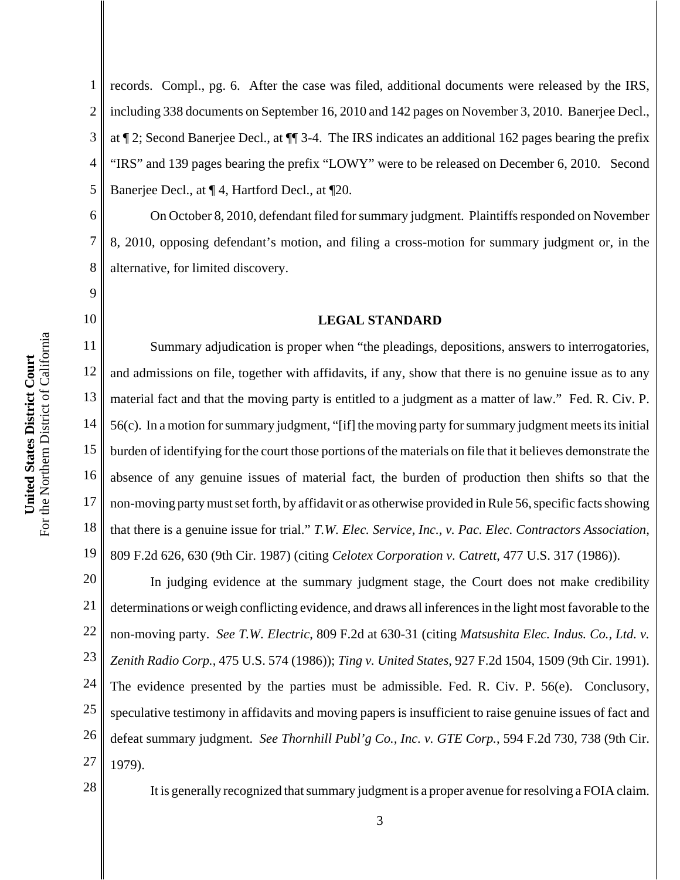records. Compl., pg. 6. After the case was filed, additional documents were released by the IRS, including 338 documents on September 16, 2010 and 142 pages on November 3, 2010. Banerjee Decl., at ¶ 2; Second Banerjee Decl., at ¶¶ 3-4. The IRS indicates an additional 162 pages bearing the prefix "IRS" and 139 pages bearing the prefix "LOWY" were to be released on December 6, 2010. Second Banerjee Decl., at ¶ 4, Hartford Decl., at ¶20.

On October 8, 2010, defendant filed for summary judgment. Plaintiffs responded on November 8, 2010, opposing defendant's motion, and filing a cross-motion for summary judgment or, in the alternative, for limited discovery.

## LEGAL STANDARD

Summary adjudication is proper when "the pleadings, depositions, answers to interrogatories, and admissions on file, together with affidavits, if any, show that there is no genuine issue as to any material fact and that the moving party is entitled to a judgment as a matter of law." Fed. R. Civ. P. 56(c). In a motion for summary judgment, "[if] the moving party for summary judgment meets its initial burden of identifying for the court those portions of the materials on file that it believes demonstrate the absence of any genuine issues of material fact, the burden of production then shifts so that the non-moving party must set forth, by affidavit or as otherwise provided in Rule 56, specific facts showing that there is a genuine issue for trial." *T.W. Elec. Service, Inc., v. Pac. Elec. Contractors Association*, 809 F.2d 626, 630 (9th Cir. 1987) (citing *Celotex Corporation v. Catrett*, 477 U.S. 317 (1986)).

In judging evidence at the summary judgment stage, the Court does not make credibility determinations or weigh conflicting evidence, and draws all inferences in the light most favorable to the non-moving party. *See T.W. Electric*, 809 F.2d at 630-31 (citing *Matsushita Elec. Indus. Co., Ltd. v. Zenith Radio Corp.*, 475 U.S. 574 (1986)); *Ting v. United States*, 927 F.2d 1504, 1509 (9th Cir. 1991). The evidence presented by the parties must be admissible. Fed. R. Civ. P. 56(e). Conclusory, speculative testimony in affidavits and moving papers is insufficient to raise genuine issues of fact and defeat summary judgment. *See Thornhill Publ'g Co., Inc. v. GTE Corp.*, 594 F.2d 730, 738 (9th Cir. 1979).

It is generally recognized that summary judgment is a proper avenue for resolving a FOIA claim.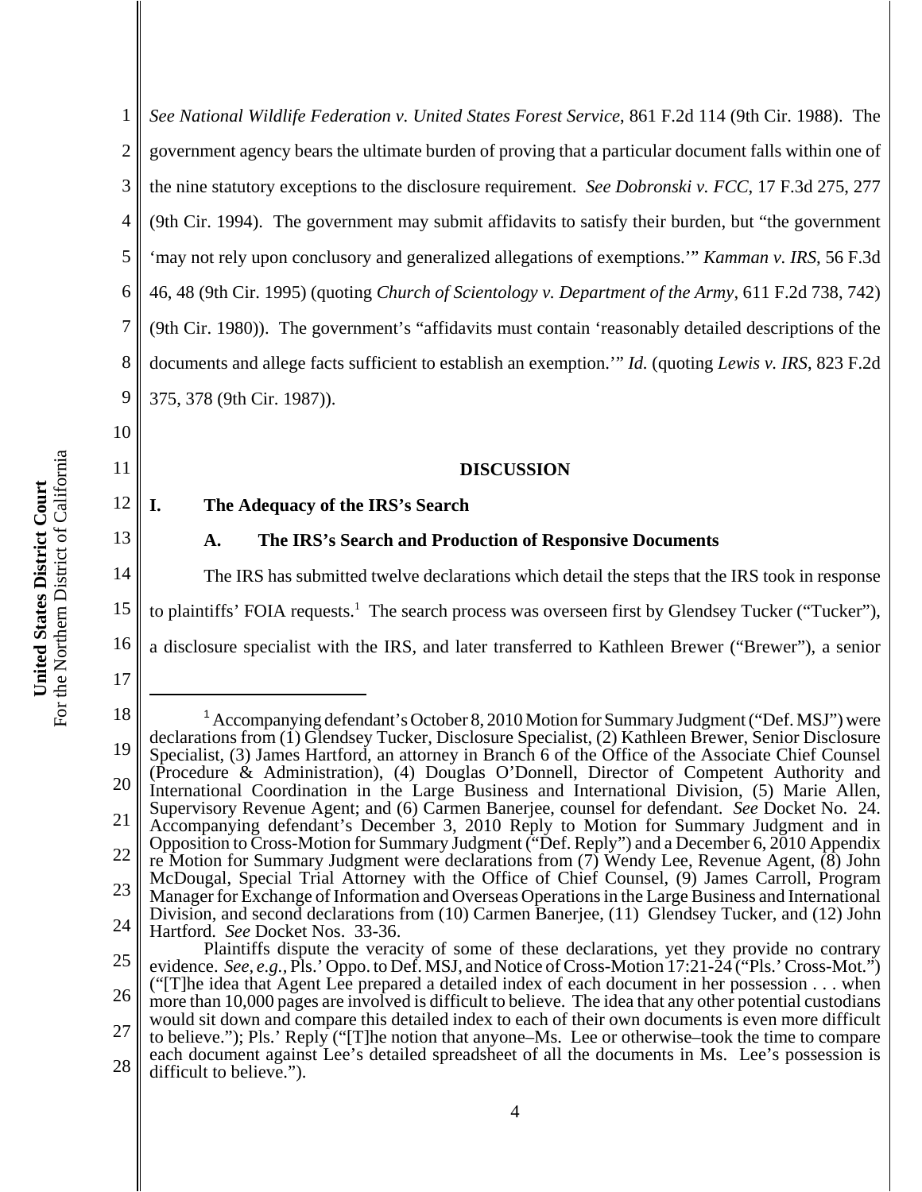*See National Wildlife Federation v. United States Forest Service*, 861 F.2d 114 (9th Cir. 1988). The government agency bears the ultimate burden of proving that a particular document falls within one of the nine statutory exceptions to the disclosure requirement. *See Dobronski v. FCC*, 17 F.3d 275, 277 (9th Cir. 1994). The government may submit affidavits to satisfy their burden, but "the government 'may not rely upon conclusory and generalized allegations of exemptions.'" *Kamman v. IRS*, 56 F.3d 46, 48 (9th Cir. 1995) (quoting *Church of Scientology v. Department of the Army*, 611 F.2d 738, 742) (9th Cir. 1980)). The government's "affidavits must contain 'reasonably detailed descriptions of the documents and allege facts sufficient to establish an exemption.'" *Id.* (quoting *Lewis v. IRS*, 823 F.2d 375, 378 (9th Cir. 1987)).

**DISCUSSION**

## I. The Adequacy of the IRS's Search

### A. The IRS's Search and Production of Responsive Documents

The IRS has submitted twelve declarations which detail the steps that the IRS took in response to plaintiffs' FOIA requests.[1] The search process was overseen first by Glendsey Tucker ("Tucker"), a disclosure specialist with the IRS, and later transferred to Kathleen Brewer ("Brewer"), a senior

---

[1] Accompanying defendant's October 8, 2010 Motion for Summary Judgment ("Def. MSJ") were declarations from (1) Glendsey Tucker, Disclosure Specialist, (2) Kathleen Brewer, Senior Disclosure Specialist, (3) James Hartford, an attorney in Branch 6 of the Office of the Associate Chief Counsel (Procedure & Administration), (4) Douglas O'Donnell, Director of Competent Authority and International Coordination in the Large Business and International Division, (5) Marie Allen, Supervisory Revenue Agent; and (6) Carmen Banerjee, counsel for defendant. *See* Docket No. 24. Accompanying defendant's December 3, 2010 Reply to Motion for Summary Judgment and in Opposition to Cross-Motion for Summary Judgment ("Def. Reply") and a December 6, 2010 Appendix re Motion for Summary Judgment were declarations from (7) Wendy Lee, Revenue Agent, (8) John McDougal, Special Trial Attorney with the Office of Chief Counsel, (9) James Carroll, Program Manager for Exchange of Information and Overseas Operations in the Large Business and International Division, and second declarations from (10) Carmen Banerjee, (11) Glendsey Tucker, and (12) John Hartford. *See* Docket Nos. 33-36.

Plaintiffs dispute the veracity of some of these declarations, yet they provide no contrary evidence. *See, e.g.*, Pls.' Oppo. to Def. MSJ, and Notice of Cross-Motion 17:21-24 ("Pls.' Cross-Mot.") ("[T]he idea that Agent Lee prepared a detailed index of each document in her possession . . . when more than 10,000 pages are involved is difficult to believe. The idea that any other potential custodians would sit down and compare this detailed index to each of their own documents is even more difficult to believe."); Pls.' Reply ("[T]he notion that anyone–Ms. Lee or otherwise–took the time to compare each document against Lee's detailed spreadsheet of all the documents in Ms. Lee's possession is difficult to believe.").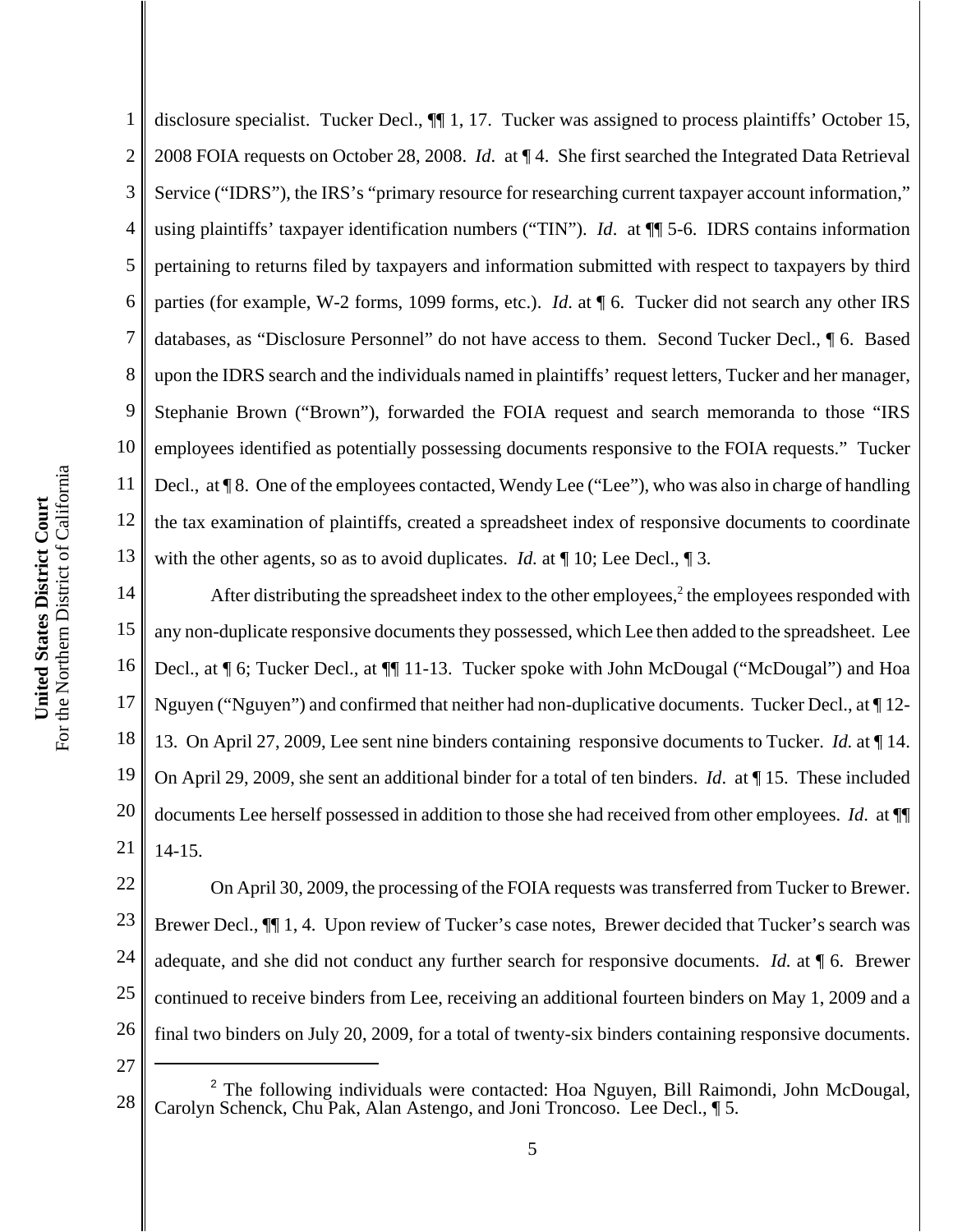disclosure specialist. Tucker Decl., ¶¶ 1, 17. Tucker was assigned to process plaintiffs' October 15, 2008 FOIA requests on October 28, 2008. *Id*. at ¶ 4. She first searched the Integrated Data Retrieval Service ("IDRS"), the IRS's "primary resource for researching current taxpayer account information," using plaintiffs' taxpayer identification numbers ("TIN"). *Id*. at ¶¶ 5-6. IDRS contains information pertaining to returns filed by taxpayers and information submitted with respect to taxpayers by third parties (for example, W-2 forms, 1099 forms, etc.). *Id*. at ¶ 6. Tucker did not search any other IRS databases, as "Disclosure Personnel" do not have access to them. Second Tucker Decl., ¶ 6. Based upon the IDRS search and the individuals named in plaintiffs' request letters, Tucker and her manager, Stephanie Brown ("Brown"), forwarded the FOIA request and search memoranda to those "IRS employees identified as potentially possessing documents responsive to the FOIA requests." Tucker Decl., at ¶ 8. One of the employees contacted, Wendy Lee ("Lee"), who was also in charge of handling the tax examination of plaintiffs, created a spreadsheet index of responsive documents to coordinate with the other agents, so as to avoid duplicates. *Id.* at ¶ 10; Lee Decl., ¶ 3.

After distributing the spreadsheet index to the other employees,[2] the employees responded with any non-duplicate responsive documents they possessed, which Lee then added to the spreadsheet. Lee Decl., at ¶ 6; Tucker Decl., at ¶¶ 11-13. Tucker spoke with John McDougal ("McDougal") and Hoa Nguyen ("Nguyen") and confirmed that neither had non-duplicative documents. Tucker Decl., at ¶ 12-13. On April 27, 2009, Lee sent nine binders containing responsive documents to Tucker. *Id.* at ¶ 14. On April 29, 2009, she sent an additional binder for a total of ten binders. *Id*. at ¶ 15. These included documents Lee herself possessed in addition to those she had received from other employees. *Id*. at ¶¶ 14-15.

On April 30, 2009, the processing of the FOIA requests was transferred from Tucker to Brewer. Brewer Decl., ¶¶ 1, 4. Upon review of Tucker's case notes, Brewer decided that Tucker's search was adequate, and she did not conduct any further search for responsive documents. *Id.* at ¶ 6. Brewer continued to receive binders from Lee, receiving an additional fourteen binders on May 1, 2009 and a final two binders on July 20, 2009, for a total of twenty-six binders containing responsive documents.

---

[2] The following individuals were contacted: Hoa Nguyen, Bill Raimondi, John McDougal, Carolyn Schenck, Chu Pak, Alan Astengo, and Joni Troncoso. Lee Decl., ¶ 5.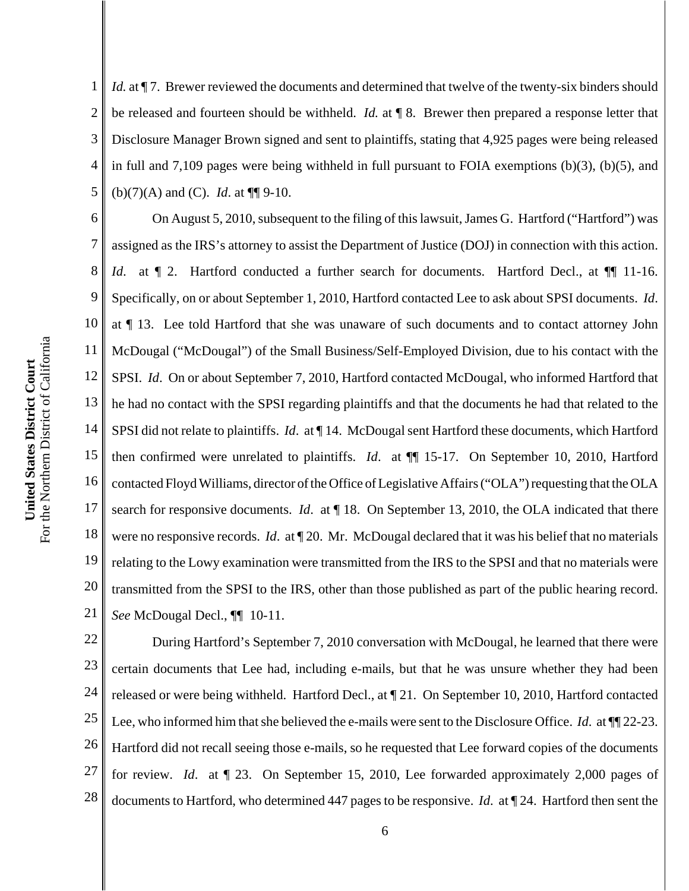*Id.* at ¶ 7. Brewer reviewed the documents and determined that twelve of the twenty-six binders should be released and fourteen should be withheld. *Id.* at ¶ 8. Brewer then prepared a response letter that Disclosure Manager Brown signed and sent to plaintiffs, stating that 4,925 pages were being released in full and 7,109 pages were being withheld in full pursuant to FOIA exemptions (b)(3), (b)(5), and (b)(7)(A) and (C). *Id*. at ¶¶ 9-10.

On August 5, 2010, subsequent to the filing of this lawsuit, James G. Hartford ("Hartford") was assigned as the IRS's attorney to assist the Department of Justice (DOJ) in connection with this action. *Id*. at ¶ 2. Hartford conducted a further search for documents. Hartford Decl., at ¶¶ 11-16. Specifically, on or about September 1, 2010, Hartford contacted Lee to ask about SPSI documents. *Id*. at ¶ 13. Lee told Hartford that she was unaware of such documents and to contact attorney John McDougal ("McDougal") of the Small Business/Self-Employed Division, due to his contact with the SPSI. *Id*. On or about September 7, 2010, Hartford contacted McDougal, who informed Hartford that he had no contact with the SPSI regarding plaintiffs and that the documents he had that related to the SPSI did not relate to plaintiffs. *Id*. at ¶ 14. McDougal sent Hartford these documents, which Hartford then confirmed were unrelated to plaintiffs. *Id*. at ¶¶ 15-17. On September 10, 2010, Hartford contacted Floyd Williams, director of the Office of Legislative Affairs ("OLA") requesting that the OLA search for responsive documents. *Id*. at ¶ 18. On September 13, 2010, the OLA indicated that there were no responsive records. *Id*. at ¶ 20. Mr. McDougal declared that it was his belief that no materials relating to the Lowy examination were transmitted from the IRS to the SPSI and that no materials were transmitted from the SPSI to the IRS, other than those published as part of the public hearing record. *See* McDougal Decl., ¶¶ 10-11.

During Hartford's September 7, 2010 conversation with McDougal, he learned that there were certain documents that Lee had, including e-mails, but that he was unsure whether they had been released or were being withheld. Hartford Decl., at ¶ 21. On September 10, 2010, Hartford contacted Lee, who informed him that she believed the e-mails were sent to the Disclosure Office. *Id*. at ¶¶ 22-23. Hartford did not recall seeing those e-mails, so he requested that Lee forward copies of the documents for review. *Id*. at ¶ 23. On September 15, 2010, Lee forwarded approximately 2,000 pages of documents to Hartford, who determined 447 pages to be responsive. *Id*. at ¶ 24. Hartford then sent the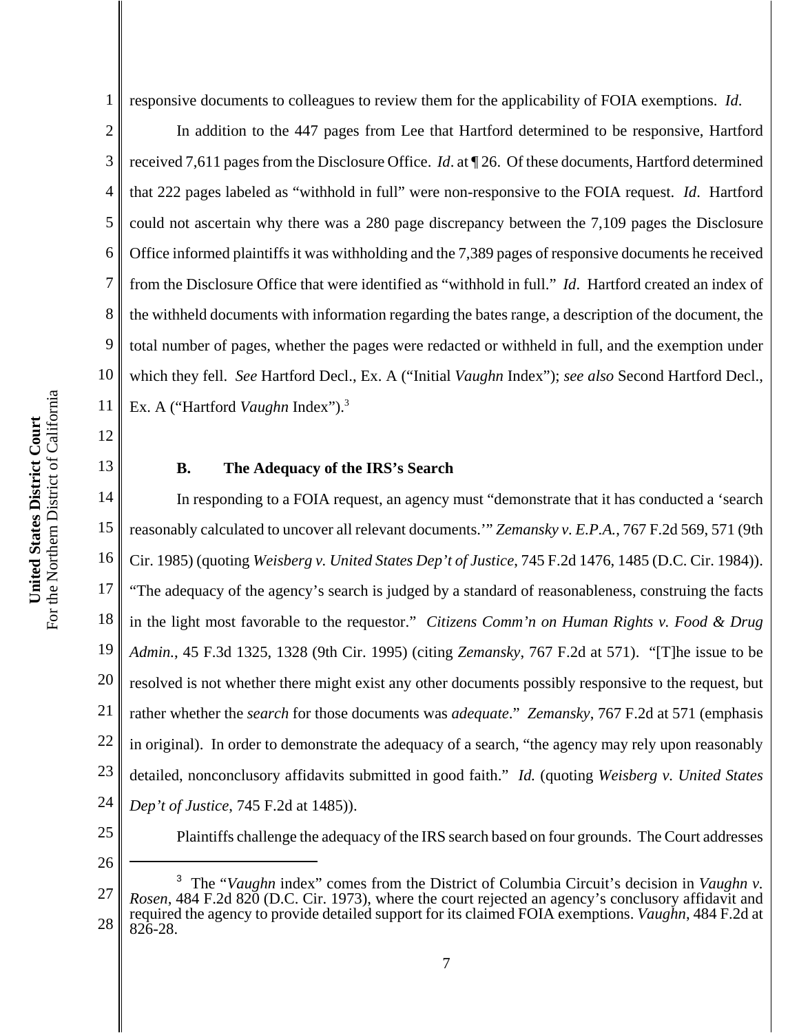responsive documents to colleagues to review them for the applicability of FOIA exemptions. *Id*.

In addition to the 447 pages from Lee that Hartford determined to be responsive, Hartford received 7,611 pages from the Disclosure Office. *Id*. at ¶ 26. Of these documents, Hartford determined that 222 pages labeled as "withhold in full" were non-responsive to the FOIA request. *Id*. Hartford could not ascertain why there was a 280 page discrepancy between the 7,109 pages the Disclosure Office informed plaintiffs it was withholding and the 7,389 pages of responsive documents he received from the Disclosure Office that were identified as "withhold in full." *Id*. Hartford created an index of the withheld documents with information regarding the bates range, a description of the document, the total number of pages, whether the pages were redacted or withheld in full, and the exemption under which they fell. *See* Hartford Decl., Ex. A ("Initial *Vaughn* Index"); *see also* Second Hartford Decl., Ex. A ("Hartford *Vaughn* Index").[3]

### B. The Adequacy of the IRS's Search

In responding to a FOIA request, an agency must "demonstrate that it has conducted a 'search reasonably calculated to uncover all relevant documents.'" *Zemansky v. E.P.A.*, 767 F.2d 569, 571 (9th Cir. 1985) (quoting *Weisberg v. United States Dep't of Justice*, 745 F.2d 1476, 1485 (D.C. Cir. 1984)). "The adequacy of the agency's search is judged by a standard of reasonableness, construing the facts in the light most favorable to the requestor." *Citizens Comm'n on Human Rights v. Food & Drug Admin.*, 45 F.3d 1325, 1328 (9th Cir. 1995) (citing *Zemansky*, 767 F.2d at 571). "[T]he issue to be resolved is not whether there might exist any other documents possibly responsive to the request, but rather whether the *search* for those documents was *adequate*." *Zemansky*, 767 F.2d at 571 (emphasis in original). In order to demonstrate the adequacy of a search, "the agency may rely upon reasonably detailed, nonconclusory affidavits submitted in good faith." *Id.* (quoting *Weisberg v. United States Dep't of Justice*, 745 F.2d at 1485)).

Plaintiffs challenge the adequacy of the IRS search based on four grounds. The Court addresses

---

[3] The "*Vaughn* index" comes from the District of Columbia Circuit's decision in *Vaughn v. Rosen*, 484 F.2d 820 (D.C. Cir. 1973), where the court rejected an agency's conclusory affidavit and required the agency to provide detailed support for its claimed FOIA exemptions. *Vaughn*, 484 F.2d at 826-28.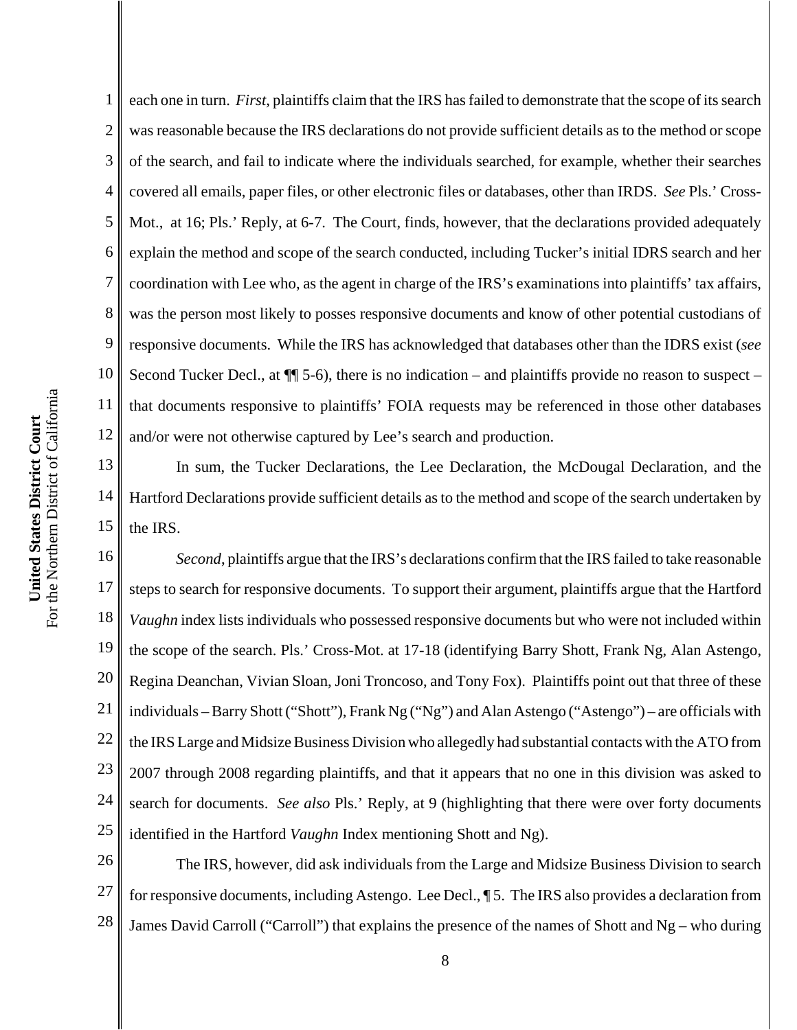each one in turn. *First*, plaintiffs claim that the IRS has failed to demonstrate that the scope of its search was reasonable because the IRS declarations do not provide sufficient details as to the method or scope of the search, and fail to indicate where the individuals searched, for example, whether their searches covered all emails, paper files, or other electronic files or databases, other than IRDS. *See* Pls.' Cross-Mot., at 16; Pls.' Reply, at 6-7. The Court, finds, however, that the declarations provided adequately explain the method and scope of the search conducted, including Tucker's initial IDRS search and her coordination with Lee who, as the agent in charge of the IRS's examinations into plaintiffs' tax affairs, was the person most likely to posses responsive documents and know of other potential custodians of responsive documents. While the IRS has acknowledged that databases other than the IDRS exist (*see* Second Tucker Decl., at ¶¶ 5-6), there is no indication – and plaintiffs provide no reason to suspect – that documents responsive to plaintiffs' FOIA requests may be referenced in those other databases and/or were not otherwise captured by Lee's search and production.

In sum, the Tucker Declarations, the Lee Declaration, the McDougal Declaration, and the Hartford Declarations provide sufficient details as to the method and scope of the search undertaken by the IRS.

*Second*, plaintiffs argue that the IRS's declarations confirm that the IRS failed to take reasonable steps to search for responsive documents. To support their argument, plaintiffs argue that the Hartford *Vaughn* index lists individuals who possessed responsive documents but who were not included within the scope of the search. Pls.' Cross-Mot. at 17-18 (identifying Barry Shott, Frank Ng, Alan Astengo, Regina Deanchan, Vivian Sloan, Joni Troncoso, and Tony Fox). Plaintiffs point out that three of these individuals – Barry Shott ("Shott"), Frank Ng ("Ng") and Alan Astengo ("Astengo") – are officials with the IRS Large and Midsize Business Division who allegedly had substantial contacts with the ATO from 2007 through 2008 regarding plaintiffs, and that it appears that no one in this division was asked to search for documents. *See also* Pls.' Reply, at 9 (highlighting that there were over forty documents identified in the Hartford *Vaughn* Index mentioning Shott and Ng).

The IRS, however, did ask individuals from the Large and Midsize Business Division to search for responsive documents, including Astengo. Lee Decl., ¶ 5. The IRS also provides a declaration from James David Carroll ("Carroll") that explains the presence of the names of Shott and Ng – who during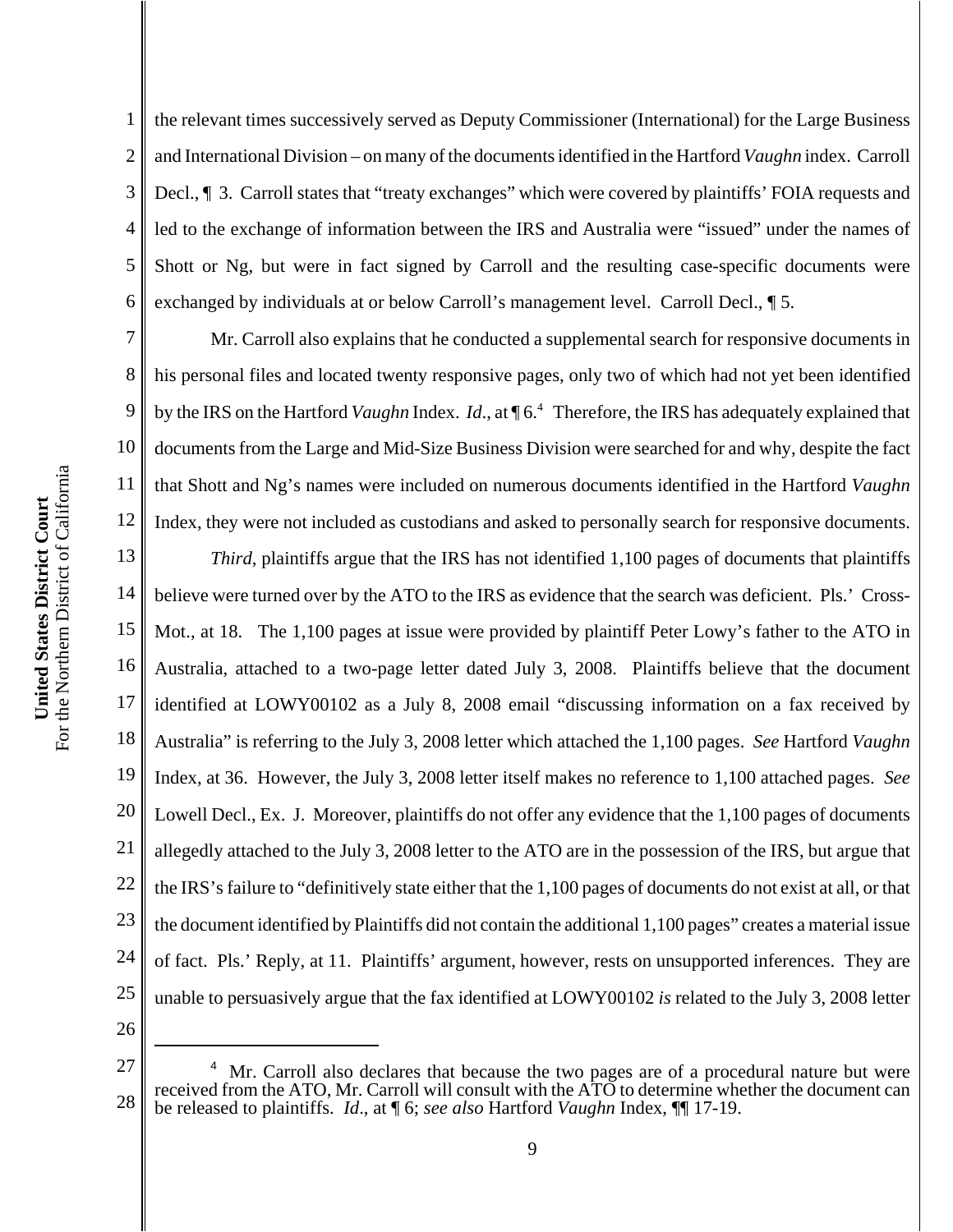the relevant times successively served as Deputy Commissioner (International) for the Large Business and International Division – on many of the documents identified in the Hartford *Vaughn* index. Carroll Decl., ¶ 3. Carroll states that "treaty exchanges" which were covered by plaintiffs' FOIA requests and led to the exchange of information between the IRS and Australia were "issued" under the names of Shott or Ng, but were in fact signed by Carroll and the resulting case-specific documents were exchanged by individuals at or below Carroll's management level. Carroll Decl., ¶ 5.

Mr. Carroll also explains that he conducted a supplemental search for responsive documents in his personal files and located twenty responsive pages, only two of which had not yet been identified by the IRS on the Hartford *Vaughn* Index. *Id*., at ¶ 6.[4] Therefore, the IRS has adequately explained that documents from the Large and Mid-Size Business Division were searched for and why, despite the fact that Shott and Ng's names were included on numerous documents identified in the Hartford *Vaughn* Index, they were not included as custodians and asked to personally search for responsive documents.

*Third*, plaintiffs argue that the IRS has not identified 1,100 pages of documents that plaintiffs believe were turned over by the ATO to the IRS as evidence that the search was deficient. Pls.' Cross-Mot., at 18. The 1,100 pages at issue were provided by plaintiff Peter Lowy's father to the ATO in Australia, attached to a two-page letter dated July 3, 2008. Plaintiffs believe that the document identified at LOWY00102 as a July 8, 2008 email "discussing information on a fax received by Australia" is referring to the July 3, 2008 letter which attached the 1,100 pages. *See* Hartford *Vaughn* Index, at 36. However, the July 3, 2008 letter itself makes no reference to 1,100 attached pages. *See* Lowell Decl., Ex. J. Moreover, plaintiffs do not offer any evidence that the 1,100 pages of documents allegedly attached to the July 3, 2008 letter to the ATO are in the possession of the IRS, but argue that the IRS's failure to "definitively state either that the 1,100 pages of documents do not exist at all, or that the document identified by Plaintiffs did not contain the additional 1,100 pages" creates a material issue of fact. Pls.' Reply, at 11. Plaintiffs' argument, however, rests on unsupported inferences. They are unable to persuasively argue that the fax identified at LOWY00102 *is* related to the July 3, 2008 letter

[4] Mr. Carroll also declares that because the two pages are of a procedural nature but were received from the ATO, Mr. Carroll will consult with the ATO to determine whether the document can be released to plaintiffs. *Id*., at ¶ 6; *see also* Hartford *Vaughn* Index, ¶¶ 17-19.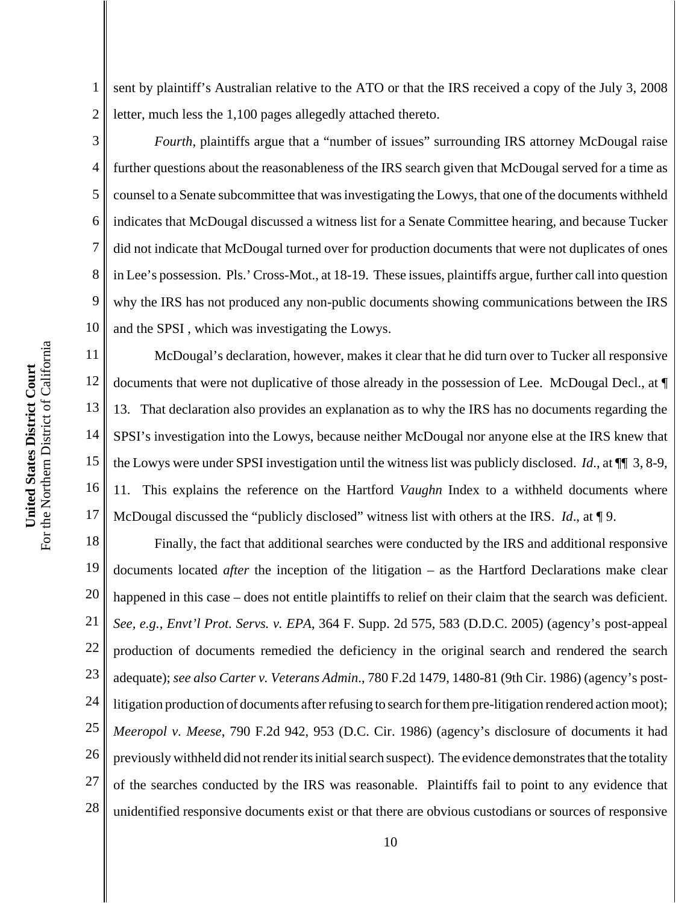sent by plaintiff's Australian relative to the ATO or that the IRS received a copy of the July 3, 2008 letter, much less the 1,100 pages allegedly attached thereto.

*Fourth*, plaintiffs argue that a "number of issues" surrounding IRS attorney McDougal raise further questions about the reasonableness of the IRS search given that McDougal served for a time as counsel to a Senate subcommittee that was investigating the Lowys, that one of the documents withheld indicates that McDougal discussed a witness list for a Senate Committee hearing, and because Tucker did not indicate that McDougal turned over for production documents that were not duplicates of ones in Lee's possession. Pls.' Cross-Mot., at 18-19. These issues, plaintiffs argue, further call into question why the IRS has not produced any non-public documents showing communications between the IRS and the SPSI , which was investigating the Lowys.

McDougal's declaration, however, makes it clear that he did turn over to Tucker all responsive documents that were not duplicative of those already in the possession of Lee. McDougal Decl., at ¶ 13. That declaration also provides an explanation as to why the IRS has no documents regarding the SPSI's investigation into the Lowys, because neither McDougal nor anyone else at the IRS knew that the Lowys were under SPSI investigation until the witness list was publicly disclosed. *Id*., at ¶¶ 3, 8-9, 11. This explains the reference on the Hartford *Vaughn* Index to a withheld documents where McDougal discussed the "publicly disclosed" witness list with others at the IRS. *Id*., at ¶ 9.

Finally, the fact that additional searches were conducted by the IRS and additional responsive documents located *after* the inception of the litigation – as the Hartford Declarations make clear happened in this case – does not entitle plaintiffs to relief on their claim that the search was deficient. *See, e.g., Envt'l Prot. Servs. v. EPA*, 364 F. Supp. 2d 575, 583 (D.D.C. 2005) (agency's post-appeal production of documents remedied the deficiency in the original search and rendered the search adequate); *see also Carter v. Veterans Admin*., 780 F.2d 1479, 1480-81 (9th Cir. 1986) (agency's post-litigation production of documents after refusing to search for them pre-litigation rendered action moot); *Meeropol v. Meese*, 790 F.2d 942, 953 (D.C. Cir. 1986) (agency's disclosure of documents it had previously withheld did not render its initial search suspect). The evidence demonstrates that the totality of the searches conducted by the IRS was reasonable. Plaintiffs fail to point to any evidence that unidentified responsive documents exist or that there are obvious custodians or sources of responsive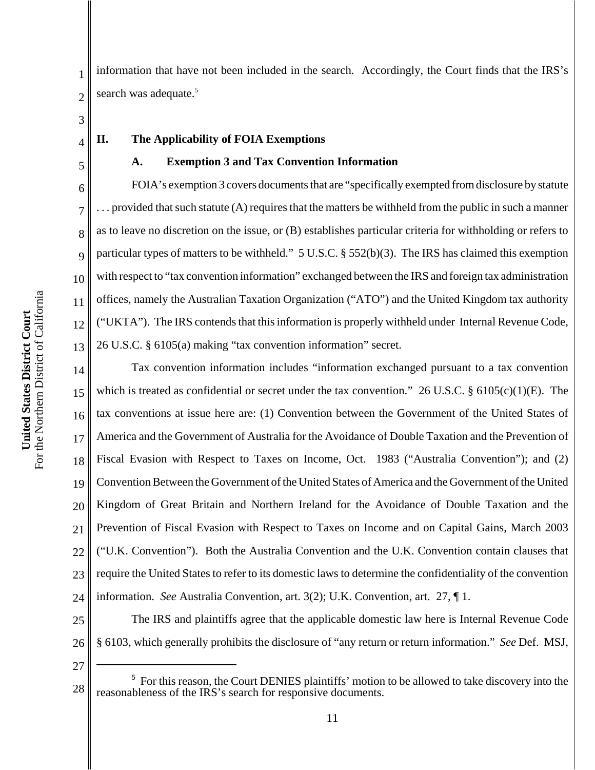information that have not been included in the search. Accordingly, the Court finds that the IRS's search was adequate.[5]

## II. The Applicability of FOIA Exemptions

### A. Exemption 3 and Tax Convention Information

FOIA's exemption 3 covers documents that are "specifically exempted from disclosure by statute . . . provided that such statute (A) requires that the matters be withheld from the public in such a manner as to leave no discretion on the issue, or (B) establishes particular criteria for withholding or refers to particular types of matters to be withheld." 5 U.S.C. § 552(b)(3). The IRS has claimed this exemption with respect to "tax convention information" exchanged between the IRS and foreign tax administration offices, namely the Australian Taxation Organization ("ATO") and the United Kingdom tax authority ("UKTA"). The IRS contends that this information is properly withheld under Internal Revenue Code, 26 U.S.C. § 6105(a) making "tax convention information" secret.

Tax convention information includes "information exchanged pursuant to a tax convention which is treated as confidential or secret under the tax convention." 26 U.S.C. § 6105(c)(1)(E). The tax conventions at issue here are: (1) Convention between the Government of the United States of America and the Government of Australia for the Avoidance of Double Taxation and the Prevention of Fiscal Evasion with Respect to Taxes on Income, Oct. 1983 ("Australia Convention"); and (2) Convention Between the Government of the United States of America and the Government of the United Kingdom of Great Britain and Northern Ireland for the Avoidance of Double Taxation and the Prevention of Fiscal Evasion with Respect to Taxes on Income and on Capital Gains, March 2003 ("U.K. Convention"). Both the Australia Convention and the U.K. Convention contain clauses that require the United States to refer to its domestic laws to determine the confidentiality of the convention information. *See* Australia Convention, art. 3(2); U.K. Convention, art. 27, ¶ 1.

The IRS and plaintiffs agree that the applicable domestic law here is Internal Revenue Code § 6103, which generally prohibits the disclosure of "any return or return information." *See* Def. MSJ,

---

[5] For this reason, the Court DENIES plaintiffs' motion to be allowed to take discovery into the reasonableness of the IRS's search for responsive documents.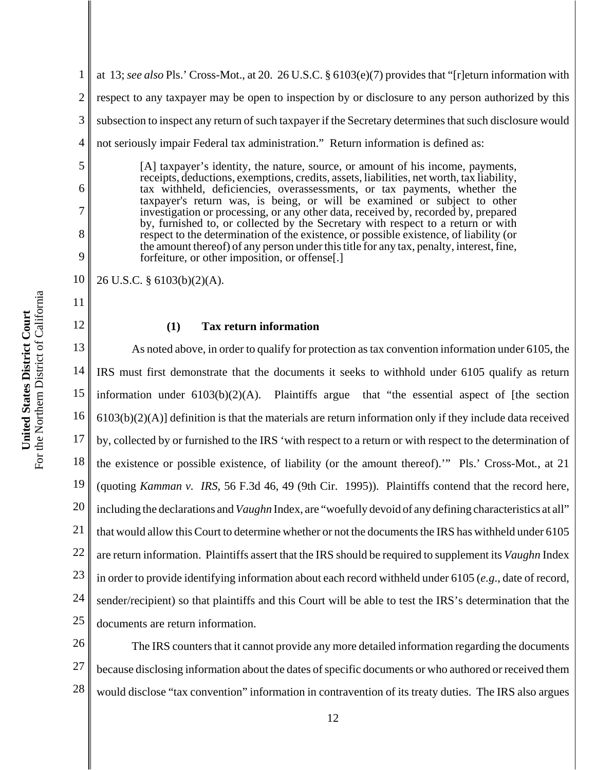at 13; *see also* Pls.' Cross-Mot., at 20. 26 U.S.C. § 6103(e)(7) provides that "[r]eturn information with respect to any taxpayer may be open to inspection by or disclosure to any person authorized by this subsection to inspect any return of such taxpayer if the Secretary determines that such disclosure would not seriously impair Federal tax administration." Return information is defined as:

> [A] taxpayer's identity, the nature, source, or amount of his income, payments, receipts, deductions, exemptions, credits, assets, liabilities, net worth, tax liability, tax withheld, deficiencies, overassessments, or tax payments, whether the taxpayer's return was, is being, or will be examined or subject to other investigation or processing, or any other data, received by, recorded by, prepared by, furnished to, or collected by the Secretary with respect to a return or with respect to the determination of the existence, or possible existence, of liability (or the amount thereof) of any person under this title for any tax, penalty, interest, fine, forfeiture, or other imposition, or offense[.]

26 U.S.C. § 6103(b)(2)(A).

**(1) Tax return information**

As noted above, in order to qualify for protection as tax convention information under 6105, the IRS must first demonstrate that the documents it seeks to withhold under 6105 qualify as return information under 6103(b)(2)(A). Plaintiffs argue that "the essential aspect of [the section 6103(b)(2)(A)] definition is that the materials are return information only if they include data received by, collected by or furnished to the IRS 'with respect to a return or with respect to the determination of the existence or possible existence, of liability (or the amount thereof).'" Pls.' Cross-Mot., at 21 (quoting *Kamman v. IRS*, 56 F.3d 46, 49 (9th Cir. 1995)). Plaintiffs contend that the record here, including the declarations and *Vaughn* Index, are "woefully devoid of any defining characteristics at all" that would allow this Court to determine whether or not the documents the IRS has withheld under 6105 are return information. Plaintiffs assert that the IRS should be required to supplement its *Vaughn* Index in order to provide identifying information about each record withheld under 6105 (*e.g.*, date of record, sender/recipient) so that plaintiffs and this Court will be able to test the IRS's determination that the documents are return information.

The IRS counters that it cannot provide any more detailed information regarding the documents because disclosing information about the dates of specific documents or who authored or received them would disclose "tax convention" information in contravention of its treaty duties. The IRS also argues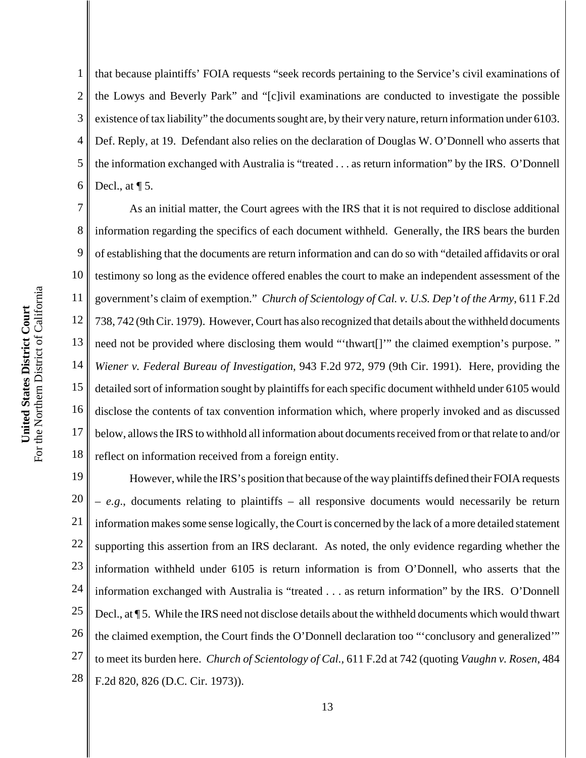that because plaintiffs' FOIA requests "seek records pertaining to the Service's civil examinations of the Lowys and Beverly Park" and "[c]ivil examinations are conducted to investigate the possible existence of tax liability" the documents sought are, by their very nature, return information under 6103. Def. Reply, at 19. Defendant also relies on the declaration of Douglas W. O'Donnell who asserts that the information exchanged with Australia is "treated . . . as return information" by the IRS. O'Donnell Decl., at ¶ 5.

As an initial matter, the Court agrees with the IRS that it is not required to disclose additional information regarding the specifics of each document withheld. Generally, the IRS bears the burden of establishing that the documents are return information and can do so with "detailed affidavits or oral testimony so long as the evidence offered enables the court to make an independent assessment of the government's claim of exemption." *Church of Scientology of Cal. v. U.S. Dep't of the Army*, 611 F.2d 738, 742 (9th Cir. 1979). However, Court has also recognized that details about the withheld documents need not be provided where disclosing them would "'thwart[]'" the claimed exemption's purpose. " *Wiener v. Federal Bureau of Investigation*, 943 F.2d 972, 979 (9th Cir. 1991). Here, providing the detailed sort of information sought by plaintiffs for each specific document withheld under 6105 would disclose the contents of tax convention information which, where properly invoked and as discussed below, allows the IRS to withhold all information about documents received from or that relate to and/or reflect on information received from a foreign entity.

However, while the IRS's position that because of the way plaintiffs defined their FOIA requests – *e.g.*, documents relating to plaintiffs – all responsive documents would necessarily be return information makes some sense logically, the Court is concerned by the lack of a more detailed statement supporting this assertion from an IRS declarant. As noted, the only evidence regarding whether the information withheld under 6105 is return information is from O'Donnell, who asserts that the information exchanged with Australia is "treated . . . as return information" by the IRS. O'Donnell Decl., at ¶ 5. While the IRS need not disclose details about the withheld documents which would thwart the claimed exemption, the Court finds the O'Donnell declaration too "'conclusory and generalized'" to meet its burden here. *Church of Scientology of Cal.*, 611 F.2d at 742 (quoting *Vaughn v. Rosen*, 484 F.2d 820, 826 (D.C. Cir. 1973)).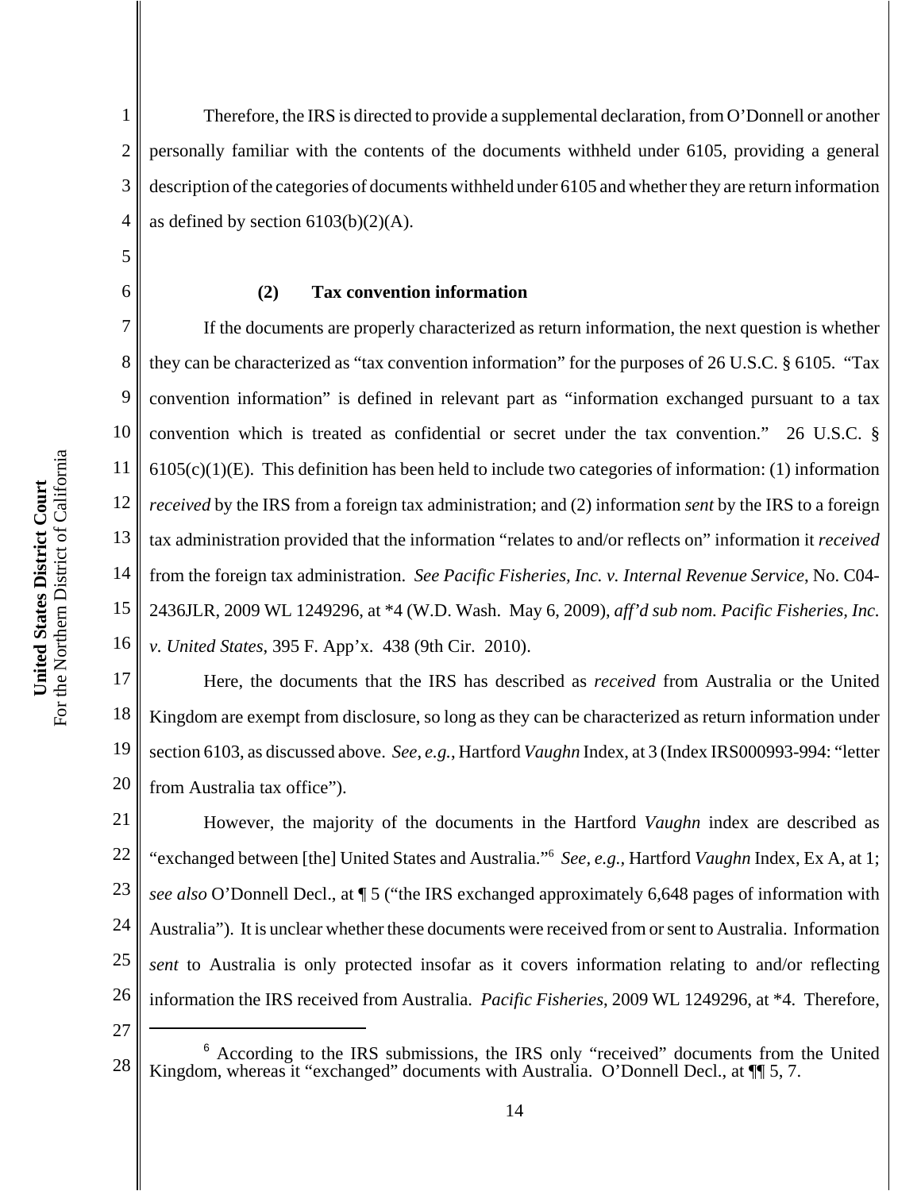Therefore, the IRS is directed to provide a supplemental declaration, from O'Donnell or another personally familiar with the contents of the documents withheld under 6105, providing a general description of the categories of documents withheld under 6105 and whether they are return information as defined by section 6103(b)(2)(A).

**(2) Tax convention information**

If the documents are properly characterized as return information, the next question is whether they can be characterized as "tax convention information" for the purposes of 26 U.S.C. § 6105. "Tax convention information" is defined in relevant part as "information exchanged pursuant to a tax convention which is treated as confidential or secret under the tax convention." 26 U.S.C. § 6105(c)(1)(E). This definition has been held to include two categories of information: (1) information *received* by the IRS from a foreign tax administration; and (2) information *sent* by the IRS to a foreign tax administration provided that the information "relates to and/or reflects on" information it *received* from the foreign tax administration. *See Pacific Fisheries, Inc. v. Internal Revenue Service*, No. C04-2436JLR, 2009 WL 1249296, at *4 (W.D. Wash. May 6, 2009), *aff'd sub nom. Pacific Fisheries, Inc. v. United States*, 395 F. App'x. 438 (9th Cir. 2010).

Here, the documents that the IRS has described as *received* from Australia or the United Kingdom are exempt from disclosure, so long as they can be characterized as return information under section 6103, as discussed above. *See, e.g.*, Hartford *Vaughn* Index, at 3 (Index IRS000993-994: "letter from Australia tax office").

However, the majority of the documents in the Hartford *Vaughn* index are described as "exchanged between [the] United States and Australia."[6] *See, e.g.,* Hartford *Vaughn* Index, Ex A, at 1; *see also* O'Donnell Decl., at ¶ 5 ("the IRS exchanged approximately 6,648 pages of information with Australia"). It is unclear whether these documents were received from or sent to Australia. Information *sent* to Australia is only protected insofar as it covers information relating to and/or reflecting information the IRS received from Australia. *Pacific Fisheries*, 2009 WL 1249296, at *4. Therefore,

[6] According to the IRS submissions, the IRS only "received" documents from the United Kingdom, whereas it "exchanged" documents with Australia. O'Donnell Decl., at ¶¶ 5, 7.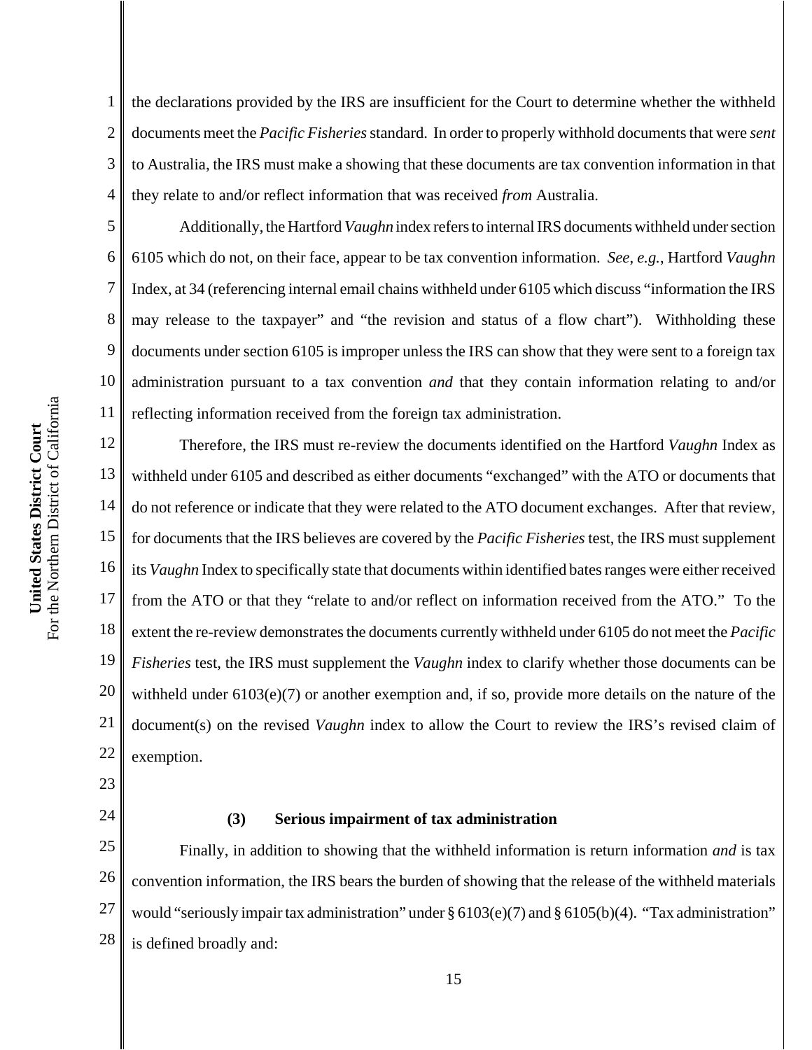the declarations provided by the IRS are insufficient for the Court to determine whether the withheld documents meet the *Pacific Fisheries* standard. In order to properly withhold documents that were *sent* to Australia, the IRS must make a showing that these documents are tax convention information in that they relate to and/or reflect information that was received *from* Australia.

Additionally, the Hartford *Vaughn* index refers to internal IRS documents withheld under section 6105 which do not, on their face, appear to be tax convention information. *See*, *e.g.*, Hartford *Vaughn* Index, at 34 (referencing internal email chains withheld under 6105 which discuss "information the IRS may release to the taxpayer" and "the revision and status of a flow chart"). Withholding these documents under section 6105 is improper unless the IRS can show that they were sent to a foreign tax administration pursuant to a tax convention *and* that they contain information relating to and/or reflecting information received from the foreign tax administration.

Therefore, the IRS must re-review the documents identified on the Hartford *Vaughn* Index as withheld under 6105 and described as either documents "exchanged" with the ATO or documents that do not reference or indicate that they were related to the ATO document exchanges. After that review, for documents that the IRS believes are covered by the *Pacific Fisheries* test, the IRS must supplement its *Vaughn* Index to specifically state that documents within identified bates ranges were either received from the ATO or that they "relate to and/or reflect on information received from the ATO." To the extent the re-review demonstrates the documents currently withheld under 6105 do not meet the *Pacific Fisheries* test, the IRS must supplement the *Vaughn* index to clarify whether those documents can be withheld under 6103(e)(7) or another exemption and, if so, provide more details on the nature of the document(s) on the revised *Vaughn* index to allow the Court to review the IRS's revised claim of exemption.

#### (3) Serious impairment of tax administration

Finally, in addition to showing that the withheld information is return information *and* is tax convention information, the IRS bears the burden of showing that the release of the withheld materials would "seriously impair tax administration" under § 6103(e)(7) and § 6105(b)(4). "Tax administration" is defined broadly and: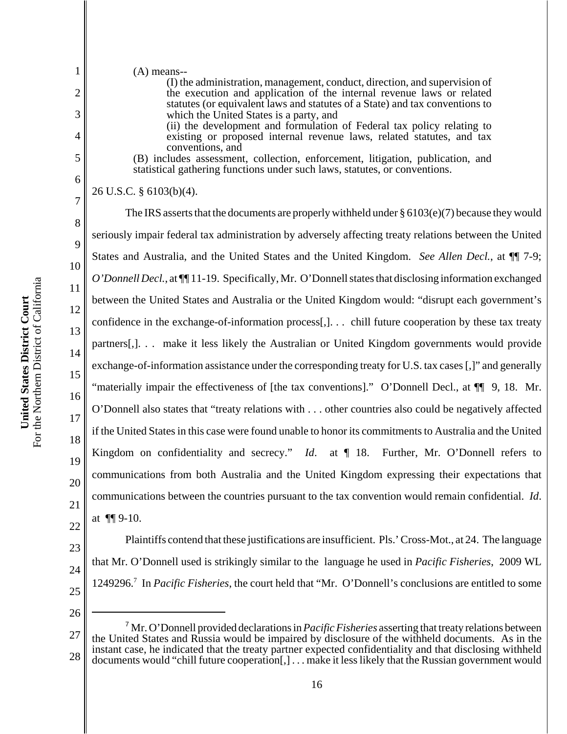(A) means--

(I) the administration, management, conduct, direction, and supervision of the execution and application of the internal revenue laws or related statutes (or equivalent laws and statutes of a State) and tax conventions to which the United States is a party, and

(ii) the development and formulation of Federal tax policy relating to existing or proposed internal revenue laws, related statutes, and tax conventions, and

(B) includes assessment, collection, enforcement, litigation, publication, and statistical gathering functions under such laws, statutes, or conventions.

26 U.S.C. § 6103(b)(4).

The IRS asserts that the documents are properly withheld under § 6103(e)(7) because they would seriously impair federal tax administration by adversely affecting treaty relations between the United States and Australia, and the United States and the United Kingdom. *See Allen Decl.*, at ¶¶ 7-9; *O'Donnell Decl.*, at ¶¶ 11-19. Specifically, Mr. O'Donnell states that disclosing information exchanged between the United States and Australia or the United Kingdom would: "disrupt each government's confidence in the exchange-of-information process[,]. . . chill future cooperation by these tax treaty partners[,]. . . make it less likely the Australian or United Kingdom governments would provide exchange-of-information assistance under the corresponding treaty for U.S. tax cases [,]" and generally "materially impair the effectiveness of [the tax conventions]." O'Donnell Decl., at ¶¶ 9, 18. Mr. O'Donnell also states that "treaty relations with . . . other countries also could be negatively affected if the United States in this case were found unable to honor its commitments to Australia and the United Kingdom on confidentiality and secrecy." *Id*. at ¶ 18. Further, Mr. O'Donnell refers to communications from both Australia and the United Kingdom expressing their expectations that communications between the countries pursuant to the tax convention would remain confidential. *Id*. at ¶¶ 9-10.

Plaintiffs contend that these justifications are insufficient. Pls.' Cross-Mot., at 24. The language that Mr. O'Donnell used is strikingly similar to the language he used in *Pacific Fisheries*, 2009 WL 1249296.[7] In *Pacific Fisheries*, the court held that "Mr. O'Donnell's conclusions are entitled to some

---

[7] Mr. O'Donnell provided declarations in *Pacific Fisheries* asserting that treaty relations between the United States and Russia would be impaired by disclosure of the withheld documents. As in the instant case, he indicated that the treaty partner expected confidentiality and that disclosing withheld documents would "chill future cooperation[,] . . . make it less likely that the Russian government would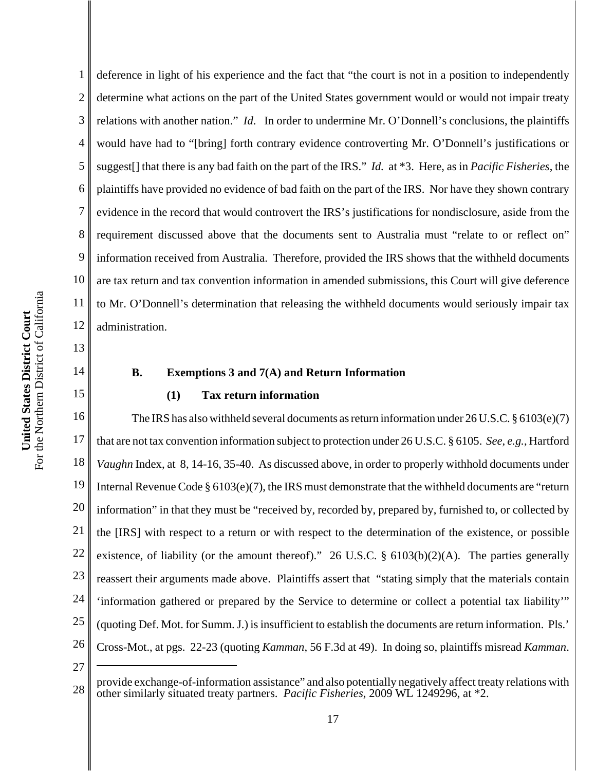deference in light of his experience and the fact that "the court is not in a position to independently determine what actions on the part of the United States government would or would not impair treaty relations with another nation." *Id*. In order to undermine Mr. O'Donnell's conclusions, the plaintiffs would have had to "[bring] forth contrary evidence controverting Mr. O'Donnell's justifications or suggest[] that there is any bad faith on the part of the IRS." *Id.* at *3. Here, as in *Pacific Fisheries*, the plaintiffs have provided no evidence of bad faith on the part of the IRS. Nor have they shown contrary evidence in the record that would controvert the IRS's justifications for nondisclosure, aside from the requirement discussed above that the documents sent to Australia must "relate to or reflect on" information received from Australia. Therefore, provided the IRS shows that the withheld documents are tax return and tax convention information in amended submissions, this Court will give deference to Mr. O'Donnell's determination that releasing the withheld documents would seriously impair tax administration.

**B. Exemptions 3 and 7(A) and Return Information**

**(1) Tax return information**

The IRS has also withheld several documents as return information under 26 U.S.C. § 6103(e)(7) that are not tax convention information subject to protection under 26 U.S.C. § 6105. *See, e.g.*, Hartford *Vaughn* Index, at 8, 14-16, 35-40. As discussed above, in order to properly withhold documents under Internal Revenue Code § 6103(e)(7), the IRS must demonstrate that the withheld documents are "return information" in that they must be "received by, recorded by, prepared by, furnished to, or collected by the [IRS] with respect to a return or with respect to the determination of the existence, or possible existence, of liability (or the amount thereof)." 26 U.S.C. § 6103(b)(2)(A). The parties generally reassert their arguments made above. Plaintiffs assert that "stating simply that the materials contain 'information gathered or prepared by the Service to determine or collect a potential tax liability'" (quoting Def. Mot. for Summ. J.) is insufficient to establish the documents are return information. Pls.' Cross-Mot., at pgs. 22-23 (quoting *Kamman*, 56 F.3d at 49). In doing so, plaintiffs misread *Kamman*.

---

provide exchange-of-information assistance" and also potentially negatively affect treaty relations with other similarly situated treaty partners. *Pacific Fisheries*, 2009 WL 1249296, at *2.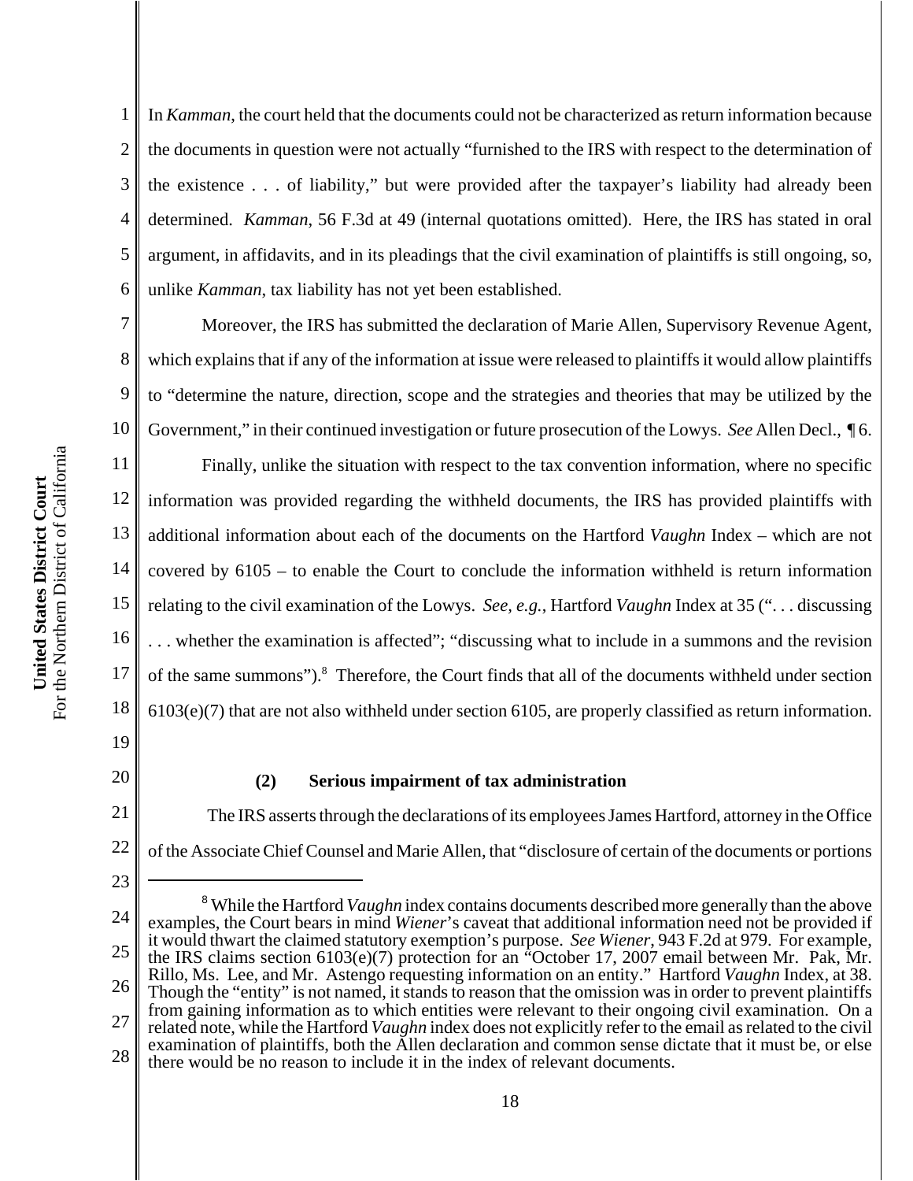In *Kamman*, the court held that the documents could not be characterized as return information because the documents in question were not actually "furnished to the IRS with respect to the determination of the existence . . . of liability," but were provided after the taxpayer's liability had already been determined. *Kamman*, 56 F.3d at 49 (internal quotations omitted). Here, the IRS has stated in oral argument, in affidavits, and in its pleadings that the civil examination of plaintiffs is still ongoing, so, unlike *Kamman*, tax liability has not yet been established.

Moreover, the IRS has submitted the declaration of Marie Allen, Supervisory Revenue Agent, which explains that if any of the information at issue were released to plaintiffs it would allow plaintiffs to "determine the nature, direction, scope and the strategies and theories that may be utilized by the Government," in their continued investigation or future prosecution of the Lowys. *See* Allen Decl., ¶ 6.

Finally, unlike the situation with respect to the tax convention information, where no specific information was provided regarding the withheld documents, the IRS has provided plaintiffs with additional information about each of the documents on the Hartford *Vaughn* Index – which are not covered by 6105 – to enable the Court to conclude the information withheld is return information relating to the civil examination of the Lowys. *See, e.g.*, Hartford *Vaughn* Index at 35 (". . . discussing . . . whether the examination is affected"; "discussing what to include in a summons and the revision of the same summons").[8] Therefore, the Court finds that all of the documents withheld under section 6103(e)(7) that are not also withheld under section 6105, are properly classified as return information.

**(2) Serious impairment of tax administration**

The IRS asserts through the declarations of its employees James Hartford, attorney in the Office of the Associate Chief Counsel and Marie Allen, that "disclosure of certain of the documents or portions

---

[8] While the Hartford *Vaughn* index contains documents described more generally than the above examples, the Court bears in mind *Wiener*'s caveat that additional information need not be provided if it would thwart the claimed statutory exemption's purpose. *See Wiener*, 943 F.2d at 979. For example, the IRS claims section 6103(e)(7) protection for an "October 17, 2007 email between Mr. Pak, Mr. Rillo, Ms. Lee, and Mr. Astengo requesting information on an entity." Hartford *Vaughn* Index, at 38. Though the "entity" is not named, it stands to reason that the omission was in order to prevent plaintiffs from gaining information as to which entities were relevant to their ongoing civil examination. On a related note, while the Hartford *Vaughn* index does not explicitly refer to the email as related to the civil examination of plaintiffs, both the Allen declaration and common sense dictate that it must be, or else there would be no reason to include it in the index of relevant documents.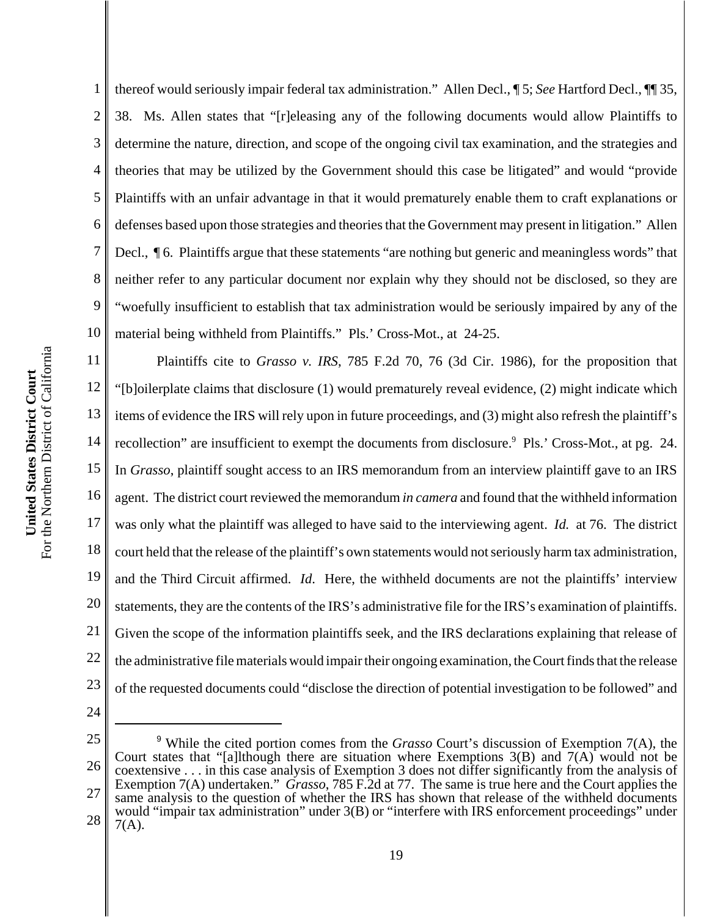thereof would seriously impair federal tax administration." Allen Decl., ¶ 5; *See* Hartford Decl., ¶¶ 35, 38. Ms. Allen states that "[r]eleasing any of the following documents would allow Plaintiffs to determine the nature, direction, and scope of the ongoing civil tax examination, and the strategies and theories that may be utilized by the Government should this case be litigated" and would "provide Plaintiffs with an unfair advantage in that it would prematurely enable them to craft explanations or defenses based upon those strategies and theories that the Government may present in litigation." Allen Decl., ¶ 6. Plaintiffs argue that these statements "are nothing but generic and meaningless words" that neither refer to any particular document nor explain why they should not be disclosed, so they are "woefully insufficient to establish that tax administration would be seriously impaired by any of the material being withheld from Plaintiffs." Pls.' Cross-Mot., at 24-25.

Plaintiffs cite to *Grasso v. IRS*, 785 F.2d 70, 76 (3d Cir. 1986), for the proposition that "[b]oilerplate claims that disclosure (1) would prematurely reveal evidence, (2) might indicate which items of evidence the IRS will rely upon in future proceedings, and (3) might also refresh the plaintiff's recollection" are insufficient to exempt the documents from disclosure.[9] Pls.' Cross-Mot., at pg. 24. In *Grasso*, plaintiff sought access to an IRS memorandum from an interview plaintiff gave to an IRS agent. The district court reviewed the memorandum *in camera* and found that the withheld information was only what the plaintiff was alleged to have said to the interviewing agent. *Id.* at 76. The district court held that the release of the plaintiff's own statements would not seriously harm tax administration, and the Third Circuit affirmed. *Id*. Here, the withheld documents are not the plaintiffs' interview statements, they are the contents of the IRS's administrative file for the IRS's examination of plaintiffs. Given the scope of the information plaintiffs seek, and the IRS declarations explaining that release of the administrative file materials would impair their ongoing examination, the Court finds that the release of the requested documents could "disclose the direction of potential investigation to be followed" and

---

[9] While the cited portion comes from the *Grasso* Court's discussion of Exemption 7(A), the Court states that "[a]lthough there are situation where Exemptions 3(B) and 7(A) would not be coextensive . . . in this case analysis of Exemption 3 does not differ significantly from the analysis of Exemption 7(A) undertaken." *Grasso*, 785 F.2d at 77. The same is true here and the Court applies the same analysis to the question of whether the IRS has shown that release of the withheld documents would "impair tax administration" under 3(B) or "interfere with IRS enforcement proceedings" under 7(A).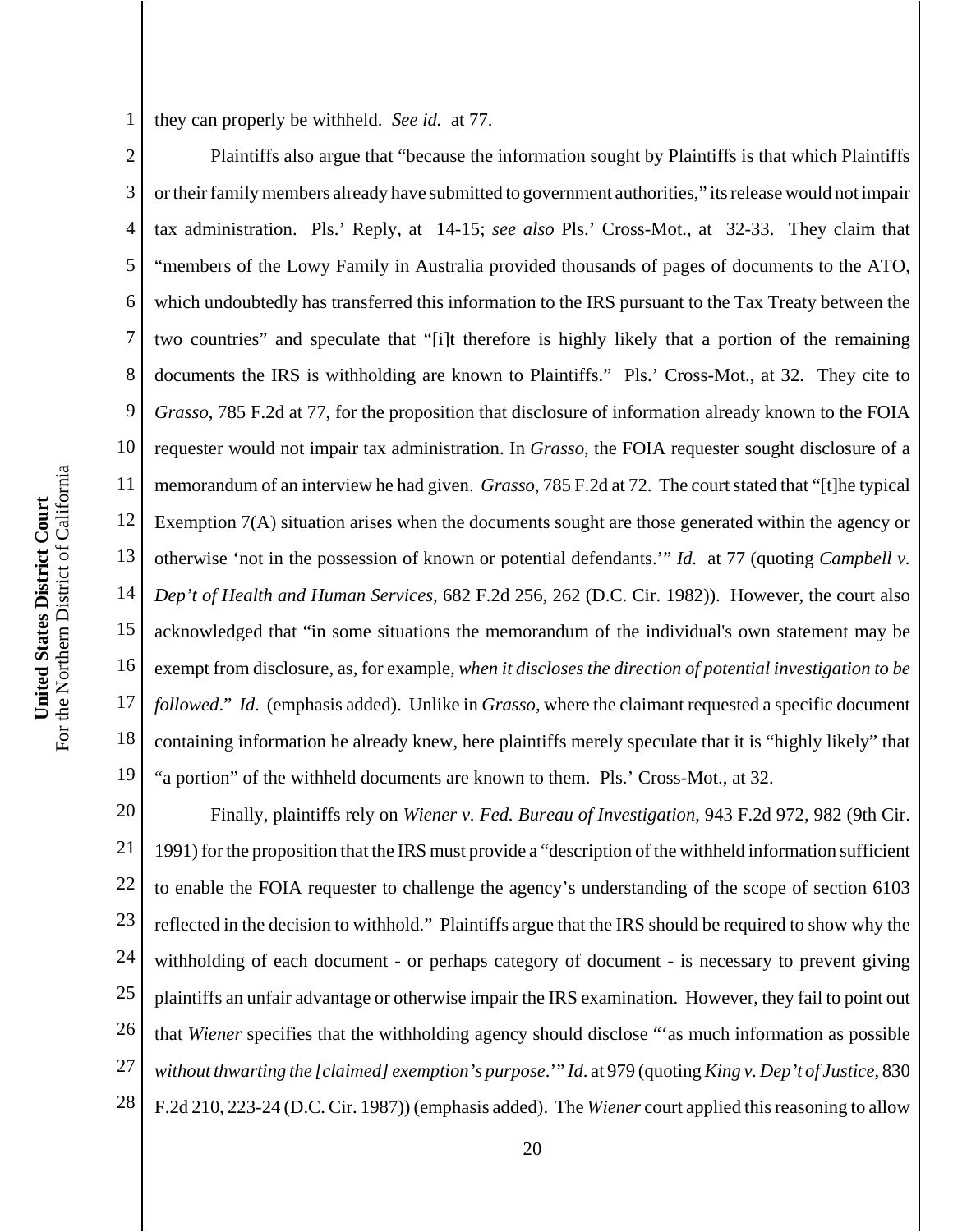they can properly be withheld. *See id.* at 77.

Plaintiffs also argue that "because the information sought by Plaintiffs is that which Plaintiffs or their family members already have submitted to government authorities," its release would not impair tax administration. Pls.' Reply, at 14-15; *see also* Pls.' Cross-Mot., at 32-33. They claim that "members of the Lowy Family in Australia provided thousands of pages of documents to the ATO, which undoubtedly has transferred this information to the IRS pursuant to the Tax Treaty between the two countries" and speculate that "[i]t therefore is highly likely that a portion of the remaining documents the IRS is withholding are known to Plaintiffs." Pls.' Cross-Mot., at 32. They cite to *Grasso*, 785 F.2d at 77, for the proposition that disclosure of information already known to the FOIA requester would not impair tax administration. In *Grasso*, the FOIA requester sought disclosure of a memorandum of an interview he had given. *Grasso*, 785 F.2d at 72. The court stated that "[t]he typical Exemption 7(A) situation arises when the documents sought are those generated within the agency or otherwise 'not in the possession of known or potential defendants.'" *Id.* at 77 (quoting *Campbell v. Dep't of Health and Human Services*, 682 F.2d 256, 262 (D.C. Cir. 1982)). However, the court also acknowledged that "in some situations the memorandum of the individual's own statement may be exempt from disclosure, as, for example, *when it discloses the direction of potential investigation to be followed*." *Id.* (emphasis added). Unlike in *Grasso*, where the claimant requested a specific document containing information he already knew, here plaintiffs merely speculate that it is "highly likely" that "a portion" of the withheld documents are known to them. Pls.' Cross-Mot., at 32.

Finally, plaintiffs rely on *Wiener v. Fed. Bureau of Investigation*, 943 F.2d 972, 982 (9th Cir. 1991) for the proposition that the IRS must provide a "description of the withheld information sufficient to enable the FOIA requester to challenge the agency's understanding of the scope of section 6103 reflected in the decision to withhold." Plaintiffs argue that the IRS should be required to show why the withholding of each document - or perhaps category of document - is necessary to prevent giving plaintiffs an unfair advantage or otherwise impair the IRS examination. However, they fail to point out that *Wiener* specifies that the withholding agency should disclose "'as much information as possible *without thwarting the [claimed] exemption's purpose*.'" *Id*. at 979 (quoting *King v. Dep't of Justice*, 830 F.2d 210, 223-24 (D.C. Cir. 1987)) (emphasis added). The *Wiener* court applied this reasoning to allow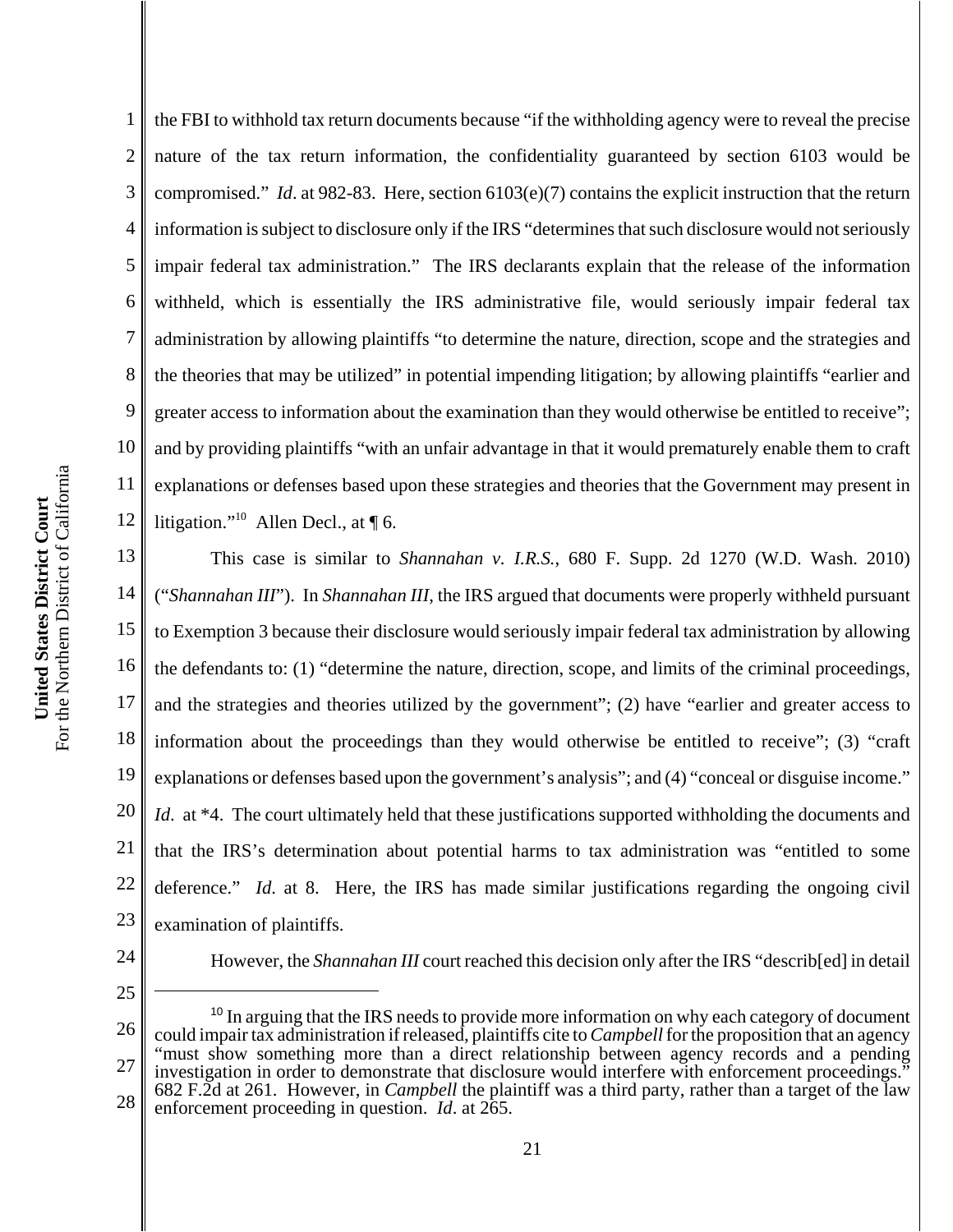the FBI to withhold tax return documents because "if the withholding agency were to reveal the precise nature of the tax return information, the confidentiality guaranteed by section 6103 would be compromised." *Id*. at 982-83. Here, section 6103(e)(7) contains the explicit instruction that the return information is subject to disclosure only if the IRS "determines that such disclosure would not seriously impair federal tax administration." The IRS declarants explain that the release of the information withheld, which is essentially the IRS administrative file, would seriously impair federal tax administration by allowing plaintiffs "to determine the nature, direction, scope and the strategies and the theories that may be utilized" in potential impending litigation; by allowing plaintiffs "earlier and greater access to information about the examination than they would otherwise be entitled to receive"; and by providing plaintiffs "with an unfair advantage in that it would prematurely enable them to craft explanations or defenses based upon these strategies and theories that the Government may present in litigation."[10] Allen Decl., at ¶ 6.

This case is similar to *Shannahan v. I.R.S.*, 680 F. Supp. 2d 1270 (W.D. Wash. 2010) ("*Shannahan III*"). In *Shannahan III*, the IRS argued that documents were properly withheld pursuant to Exemption 3 because their disclosure would seriously impair federal tax administration by allowing the defendants to: (1) "determine the nature, direction, scope, and limits of the criminal proceedings, and the strategies and theories utilized by the government"; (2) have "earlier and greater access to information about the proceedings than they would otherwise be entitled to receive"; (3) "craft explanations or defenses based upon the government's analysis"; and (4) "conceal or disguise income." *Id*. at *4. The court ultimately held that these justifications supported withholding the documents and that the IRS's determination about potential harms to tax administration was "entitled to some deference." *Id*. at 8. Here, the IRS has made similar justifications regarding the ongoing civil examination of plaintiffs.

However, the *Shannahan III* court reached this decision only after the IRS "describ[ed] in detail

---

[10] In arguing that the IRS needs to provide more information on why each category of document could impair tax administration if released, plaintiffs cite to *Campbell* for the proposition that an agency "must show something more than a direct relationship between agency records and a pending investigation in order to demonstrate that disclosure would interfere with enforcement proceedings." 682 F.2d at 261. However, in *Campbell* the plaintiff was a third party, rather than a target of the law enforcement proceeding in question. *Id*. at 265.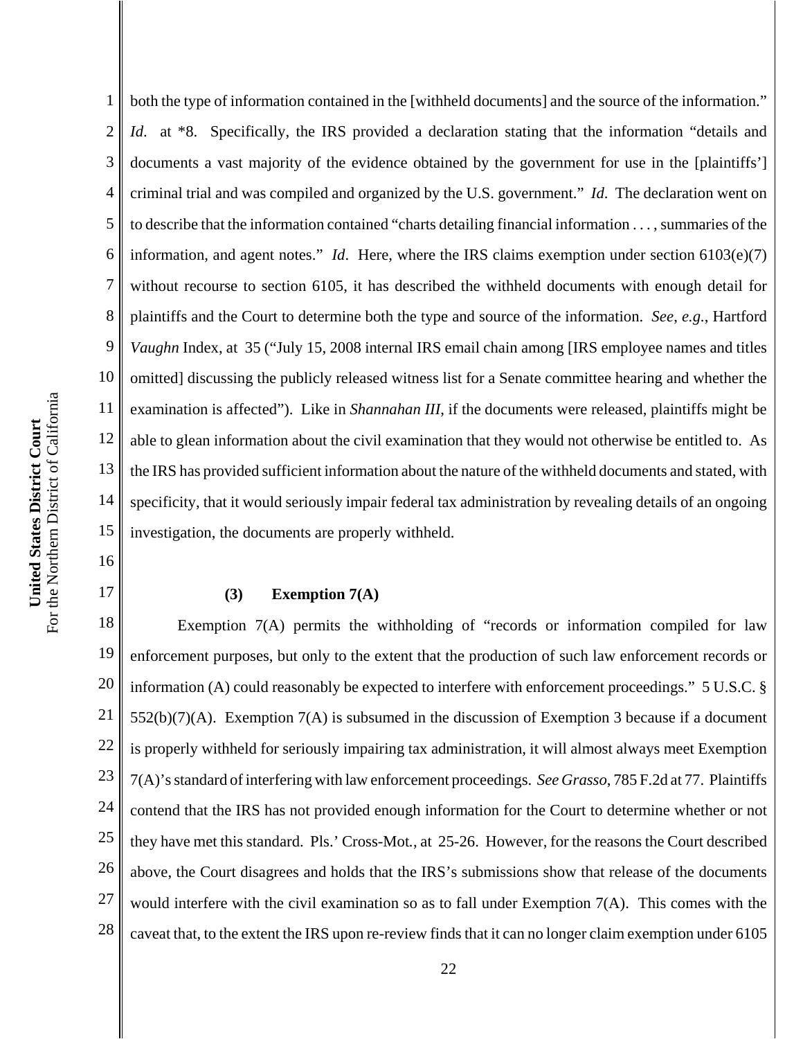both the type of information contained in the [withheld documents] and the source of the information." *Id*. at *8. Specifically, the IRS provided a declaration stating that the information "details and documents a vast majority of the evidence obtained by the government for use in the [plaintiffs'] criminal trial and was compiled and organized by the U.S. government." *Id*. The declaration went on to describe that the information contained "charts detailing financial information . . . , summaries of the information, and agent notes." *Id*. Here, where the IRS claims exemption under section 6103(e)(7) without recourse to section 6105, it has described the withheld documents with enough detail for plaintiffs and the Court to determine both the type and source of the information. *See*, *e.g.*, Hartford *Vaughn* Index, at 35 ("July 15, 2008 internal IRS email chain among [IRS employee names and titles omitted] discussing the publicly released witness list for a Senate committee hearing and whether the examination is affected"). Like in *Shannahan III*, if the documents were released, plaintiffs might be able to glean information about the civil examination that they would not otherwise be entitled to. As the IRS has provided sufficient information about the nature of the withheld documents and stated, with specificity, that it would seriously impair federal tax administration by revealing details of an ongoing investigation, the documents are properly withheld.

**(3) Exemption 7(A)**

Exemption 7(A) permits the withholding of "records or information compiled for law enforcement purposes, but only to the extent that the production of such law enforcement records or information (A) could reasonably be expected to interfere with enforcement proceedings." 5 U.S.C. § 552(b)(7)(A). Exemption 7(A) is subsumed in the discussion of Exemption 3 because if a document is properly withheld for seriously impairing tax administration, it will almost always meet Exemption 7(A)'s standard of interfering with law enforcement proceedings. *See Grasso*, 785 F.2d at 77. Plaintiffs contend that the IRS has not provided enough information for the Court to determine whether or not they have met this standard. Pls.' Cross-Mot., at 25-26. However, for the reasons the Court described above, the Court disagrees and holds that the IRS's submissions show that release of the documents would interfere with the civil examination so as to fall under Exemption 7(A). This comes with the caveat that, to the extent the IRS upon re-review finds that it can no longer claim exemption under 6105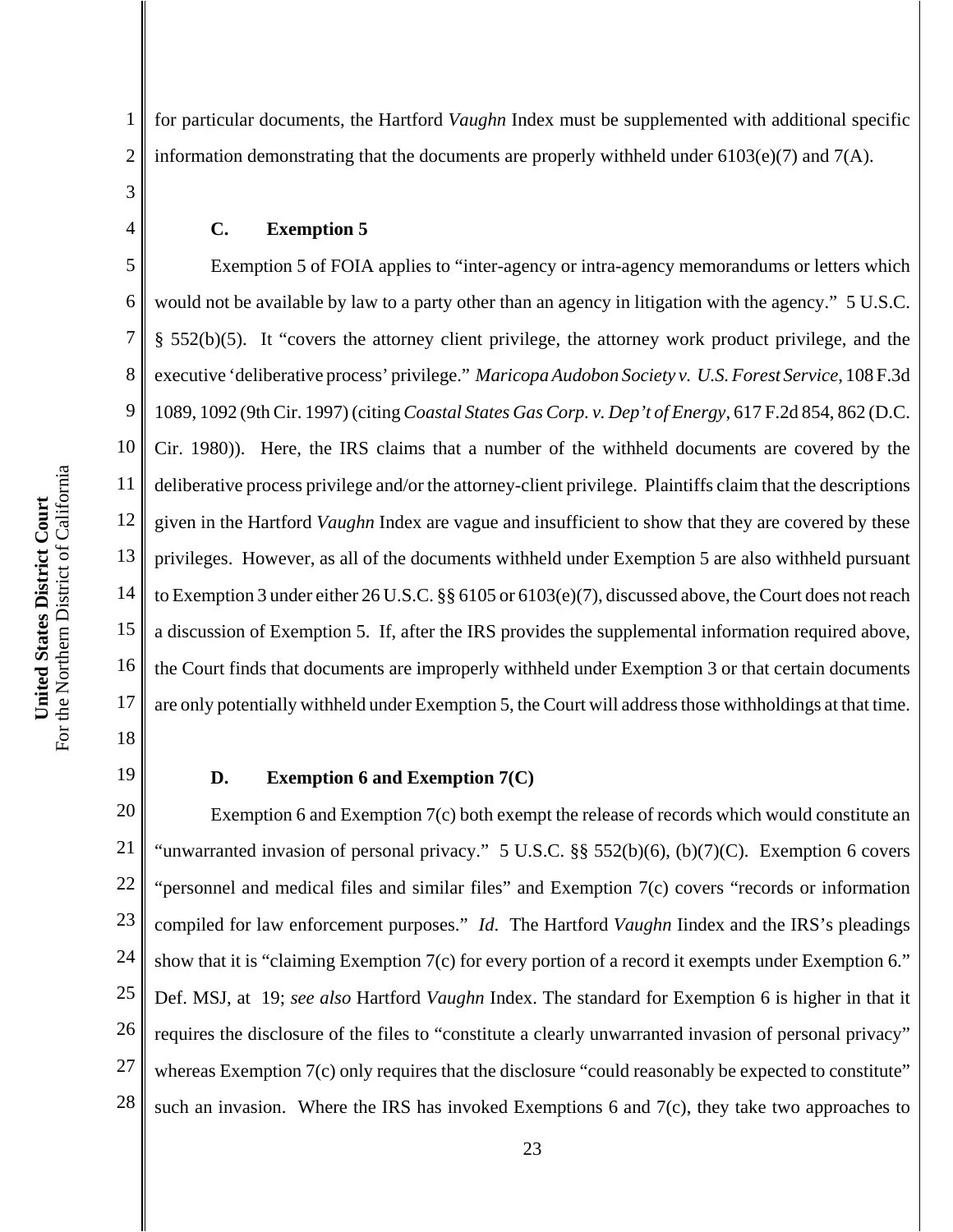for particular documents, the Hartford *Vaughn* Index must be supplemented with additional specific information demonstrating that the documents are properly withheld under 6103(e)(7) and 7(A).

### C. Exemption 5

Exemption 5 of FOIA applies to "inter-agency or intra-agency memorandums or letters which would not be available by law to a party other than an agency in litigation with the agency." 5 U.S.C. § 552(b)(5). It "covers the attorney client privilege, the attorney work product privilege, and the executive 'deliberative process' privilege." *Maricopa Audobon Society v. U.S. Forest Service*, 108 F.3d 1089, 1092 (9th Cir. 1997) (citing *Coastal States Gas Corp. v. Dep't of Energy*, 617 F.2d 854, 862 (D.C. Cir. 1980)). Here, the IRS claims that a number of the withheld documents are covered by the deliberative process privilege and/or the attorney-client privilege. Plaintiffs claim that the descriptions given in the Hartford *Vaughn* Index are vague and insufficient to show that they are covered by these privileges. However, as all of the documents withheld under Exemption 5 are also withheld pursuant to Exemption 3 under either 26 U.S.C. §§ 6105 or 6103(e)(7), discussed above, the Court does not reach a discussion of Exemption 5. If, after the IRS provides the supplemental information required above, the Court finds that documents are improperly withheld under Exemption 3 or that certain documents are only potentially withheld under Exemption 5, the Court will address those withholdings at that time.

### D. Exemption 6 and Exemption 7(C)

Exemption 6 and Exemption 7(c) both exempt the release of records which would constitute an "unwarranted invasion of personal privacy." 5 U.S.C. §§ 552(b)(6), (b)(7)(C). Exemption 6 covers "personnel and medical files and similar files" and Exemption 7(c) covers "records or information compiled for law enforcement purposes." *Id.* The Hartford *Vaughn* Iindex and the IRS's pleadings show that it is "claiming Exemption 7(c) for every portion of a record it exempts under Exemption 6." Def. MSJ, at 19; *see also* Hartford *Vaughn* Index. The standard for Exemption 6 is higher in that it requires the disclosure of the files to "constitute a clearly unwarranted invasion of personal privacy" whereas Exemption 7(c) only requires that the disclosure "could reasonably be expected to constitute" such an invasion. Where the IRS has invoked Exemptions 6 and 7(c), they take two approaches to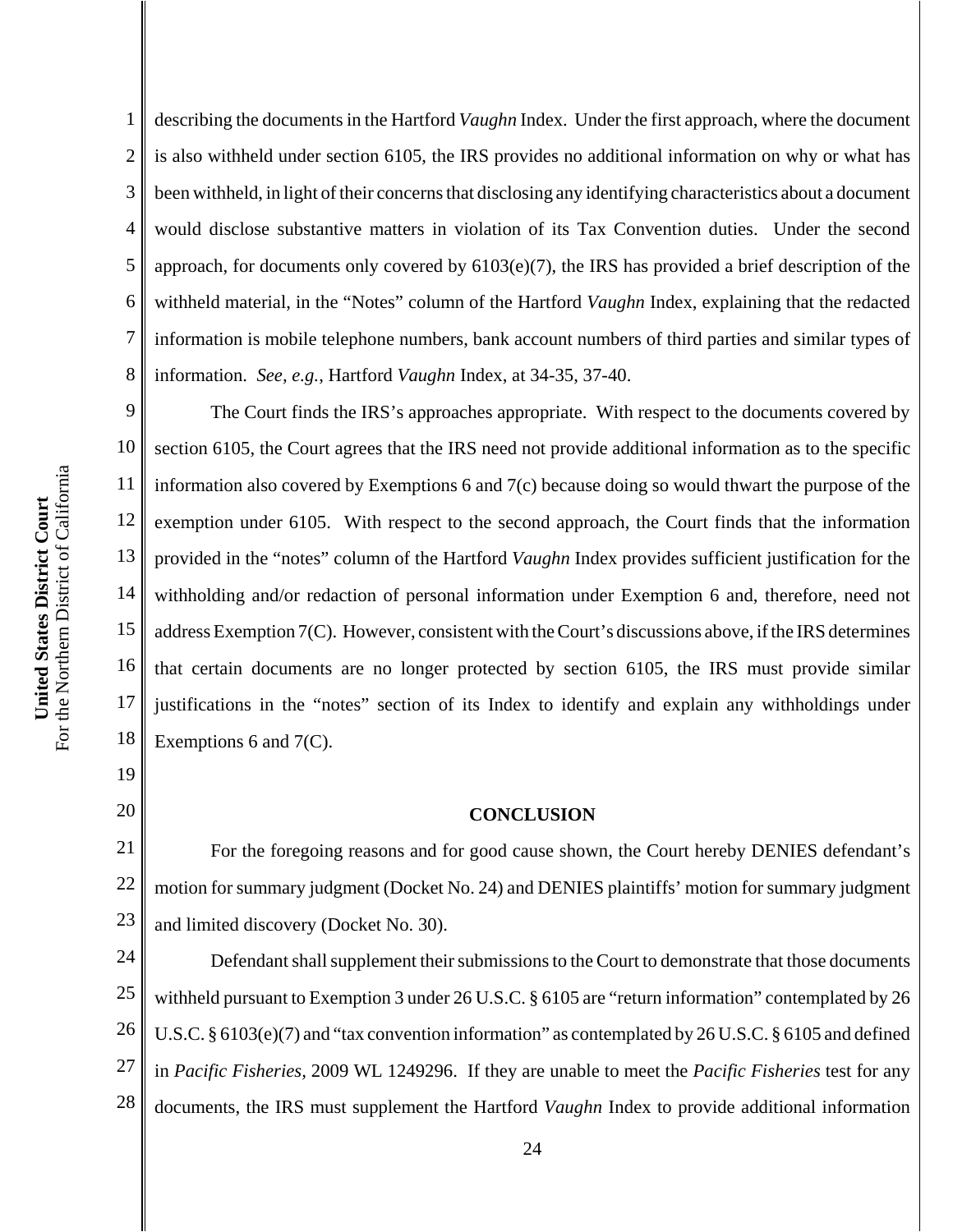describing the documents in the Hartford *Vaughn* Index. Under the first approach, where the document is also withheld under section 6105, the IRS provides no additional information on why or what has been withheld, in light of their concerns that disclosing any identifying characteristics about a document would disclose substantive matters in violation of its Tax Convention duties. Under the second approach, for documents only covered by 6103(e)(7), the IRS has provided a brief description of the withheld material, in the "Notes" column of the Hartford *Vaughn* Index, explaining that the redacted information is mobile telephone numbers, bank account numbers of third parties and similar types of information. *See, e.g.*, Hartford *Vaughn* Index, at 34-35, 37-40.

The Court finds the IRS's approaches appropriate. With respect to the documents covered by section 6105, the Court agrees that the IRS need not provide additional information as to the specific information also covered by Exemptions 6 and 7(c) because doing so would thwart the purpose of the exemption under 6105. With respect to the second approach, the Court finds that the information provided in the "notes" column of the Hartford *Vaughn* Index provides sufficient justification for the withholding and/or redaction of personal information under Exemption 6 and, therefore, need not address Exemption 7(C). However, consistent with the Court's discussions above, if the IRS determines that certain documents are no longer protected by section 6105, the IRS must provide similar justifications in the "notes" section of its Index to identify and explain any withholdings under Exemptions 6 and 7(C).

**CONCLUSION**

For the foregoing reasons and for good cause shown, the Court hereby DENIES defendant's motion for summary judgment (Docket No. 24) and DENIES plaintiffs' motion for summary judgment and limited discovery (Docket No. 30).

Defendant shall supplement their submissions to the Court to demonstrate that those documents withheld pursuant to Exemption 3 under 26 U.S.C. § 6105 are "return information" contemplated by 26 U.S.C. § 6103(e)(7) and "tax convention information" as contemplated by 26 U.S.C. § 6105 and defined in *Pacific Fisheries*, 2009 WL 1249296. If they are unable to meet the *Pacific Fisheries* test for any documents, the IRS must supplement the Hartford *Vaughn* Index to provide additional information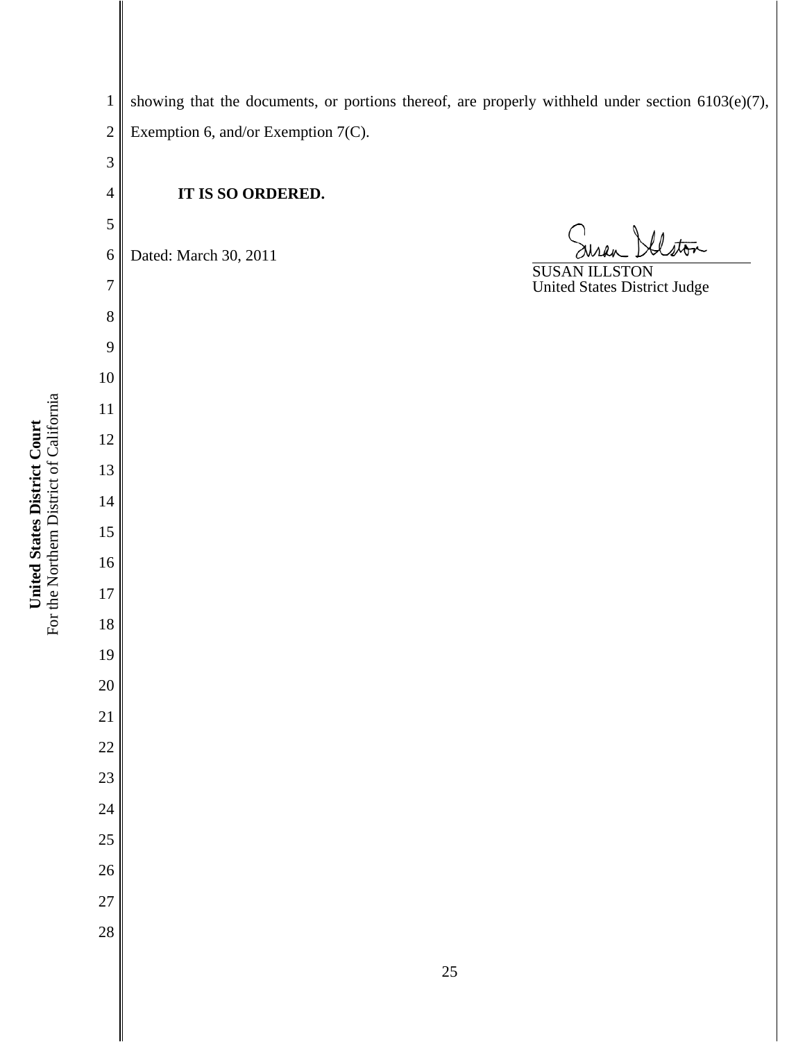showing that the documents, or portions thereof, are properly withheld under section 6103(e)(7), Exemption 6, and/or Exemption 7(C).

**IT IS SO ORDERED.**

Dated: March 30, 2011

SUSAN ILLSTON
United States District Judge